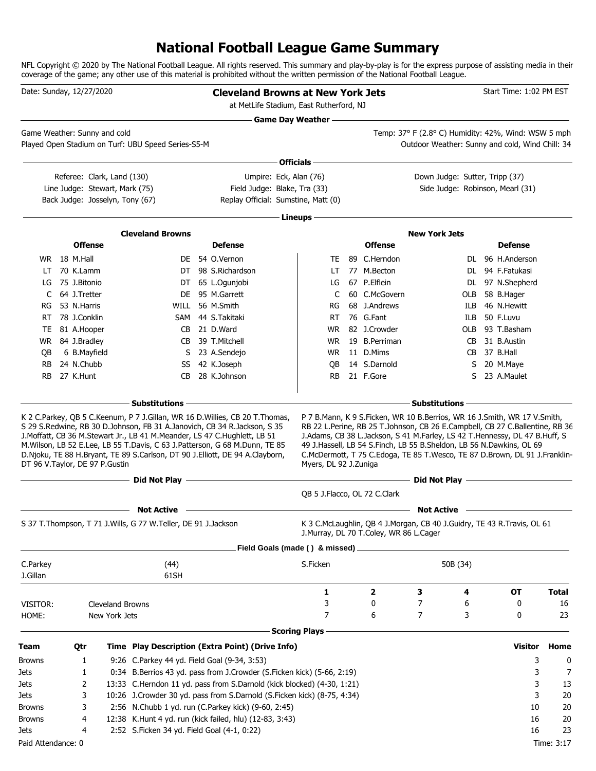# National Football League Game Summary

NFL Copyright © 2020 by The National Football League. All rights reserved. This summary and play-by-play is for the express purpose of assisting media in their coverage of the game; any other use of this material is prohibited without the written permission of the National Football League.

Date: Sunday, 12/27/2020

**Cleveland Browns at New York Jets**

at MetLife Stadium, East Rutherford, NJ

Start Time: 1:02 PM EST

## Game Day Weather

Game Weather: Sunny and cold

Played Open Stadium on Turf: UBU Speed Series-S5-M

Temp: 37° F (2.8° C) Humidity: 42%, Wind: WSW 5 mph

Outdoor Weather: Sunny and cold, Wind Chill: 34

## Officials

Referee: Clark, Land (130)
Umpire: Eck, Alan (76)
Down Judge: Sutter, Tripp (37)
Line Judge: Stewart, Mark (75)
Field Judge: Blake, Tra (33)
Side Judge: Robinson, Mearl (31)
Back Judge: Josselyn, Tony (67)
Replay Official: Sumstine, Matt (0)

## Lineups

### Cleveland Browns

| Offense | | | Defense | | |
|---|---|---|---|---|---|
| WR | 18 | M.Hall | DE | 54 | O.Vernon |
| LT | 70 | K.Lamm | DT | 98 | S.Richardson |
| LG | 75 | J.Bitonio | DT | 65 | L.Ogunjobi |
| C | 64 | J.Tretter | DE | 95 | M.Garrett |
| RG | 53 | N.Harris | WILL | 56 | M.Smith |
| RT | 78 | J.Conklin | SAM | 44 | S.Takitaki |
| TE | 81 | A.Hooper | CB | 21 | D.Ward |
| WR | 84 | J.Bradley | CB | 39 | T.Mitchell |
| QB | 6 | B.Mayfield | S | 23 | A.Sendejo |
| RB | 24 | N.Chubb | SS | 42 | K.Joseph |
| RB | 27 | K.Hunt | CB | 28 | K.Johnson |

### New York Jets

| Offense | | | Defense | | |
|---|---|---|---|---|---|
| TE | 89 | C.Herndon | DL | 96 | H.Anderson |
| LT | 77 | M.Becton | DL | 94 | F.Fatukasi |
| LG | 67 | P.Elflein | DL | 97 | N.Shepherd |
| C | 60 | C.McGovern | OLB | 58 | B.Hager |
| RG | 68 | J.Andrews | ILB | 46 | N.Hewitt |
| RT | 76 | G.Fant | ILB | 50 | F.Luvu |
| WR | 82 | J.Crowder | OLB | 93 | T.Basham |
| WR | 19 | B.Perriman | CB | 31 | B.Austin |
| WR | 11 | D.Mims | CB | 37 | B.Hall |
| QB | 14 | S.Darnold | S | 20 | M.Maye |
| RB | 21 | F.Gore | S | 23 | A.Maulet |

### Substitutions

**Cleveland Browns:** K 2 C.Parkey, QB 5 C.Keenum, P 7 J.Gillan, WR 16 D.Willies, CB 20 T.Thomas, S 29 S.Redwine, RB 30 D.Johnson, FB 31 A.Janovich, CB 34 R.Jackson, S 35 J.Moffatt, CB 36 M.Stewart Jr., LB 41 M.Meander, LS 47 C.Hughlett, LB 51 M.Wilson, LB 52 E.Lee, LB 55 T.Davis, C 63 J.Patterson, G 68 M.Dunn, TE 85 D.Njoku, TE 88 H.Bryant, TE 89 S.Carlson, DT 90 J.Elliott, DE 94 A.Clayborn, DT 96 V.Taylor, DE 97 P.Gustin

**New York Jets:** P 7 B.Mann, K 9 S.Ficken, WR 10 B.Berrios, WR 16 J.Smith, WR 17 V.Smith, RB 22 L.Perine, RB 25 T.Johnson, CB 26 E.Campbell, CB 27 C.Ballentine, RB 36 J.Adams, CB 38 L.Jackson, S 41 M.Farley, LS 42 T.Hennessy, DL 47 B.Huff, S 49 J.Hassell, LB 54 S.Finch, LB 55 B.Sheldon, LB 56 N.Dawkins, OL 69 C.McDermott, T 75 C.Edoga, TE 85 T.Wesco, TE 87 D.Brown, DL 91 J.Franklin-Myers, DL 92 J.Zuniga

### Did Not Play

**Cleveland Browns:**

**New York Jets:** QB 5 J.Flacco, OL 72 C.Clark

### Not Active

**Cleveland Browns:** S 37 T.Thompson, T 71 J.Wills, G 77 W.Teller, DE 91 J.Jackson

**New York Jets:** K 3 C.McLaughlin, QB 4 J.Morgan, CB 40 J.Guidry, TE 43 R.Travis, OL 61 J.Murray, DL 70 T.Coley, WR 86 L.Cager

## Field Goals (made ( ) & missed)

C.Parkey (44)
J.Gillan 61SH

S.Ficken 50B (34)

| | | 1 | 2 | 3 | 4 | OT | Total |
|---|---|---|---|---|---|---|---|
| VISITOR: | Cleveland Browns | 3 | 0 | 7 | 6 | 0 | 16 |
| HOME: | New York Jets | 7 | 6 | 7 | 3 | 0 | 23 |

## Scoring Plays

| Team | Qtr | Time | Play Description (Extra Point) (Drive Info) | Visitor | Home |
|---|---|---|---|---|---|
| Browns | 1 | 9:26 | C.Parkey 44 yd. Field Goal (9-34, 3:53) | 3 | 0 |
| Jets | 1 | 0:34 | B.Berrios 43 yd. pass from J.Crowder (S.Ficken kick) (5-66, 2:19) | 3 | 7 |
| Jets | 2 | 13:33 | C.Herndon 11 yd. pass from S.Darnold (kick blocked) (4-30, 1:21) | 3 | 13 |
| Jets | 3 | 10:26 | J.Crowder 30 yd. pass from S.Darnold (S.Ficken kick) (8-75, 4:34) | 3 | 20 |
| Browns | 3 | 2:56 | N.Chubb 1 yd. run (C.Parkey kick) (9-60, 2:45) | 10 | 20 |
| Browns | 4 | 12:38 | K.Hunt 4 yd. run (kick failed, hlu) (12-83, 3:43) | 16 | 20 |
| Jets | 4 | 2:52 | S.Ficken 34 yd. Field Goal (4-1, 0:22) | 16 | 23 |

Paid Attendance: 0

Time: 3:17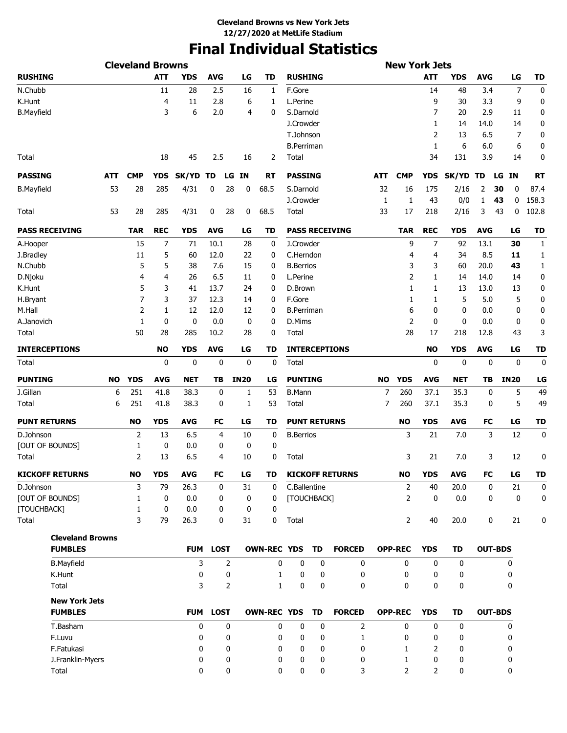**Cleveland Browns vs New York Jets**
**12/27/2020 at MetLife Stadium**

# Final Individual Statistics

## Cleveland Browns

| RUSHING | ATT | YDS | AVG | LG | TD |
|---|---|---|---|---|---|
| N.Chubb | 11 | 28 | 2.5 | 16 | 1 |
| K.Hunt | 4 | 11 | 2.8 | 6 | 1 |
| B.Mayfield | 3 | 6 | 2.0 | 4 | 0 |
| Total | 18 | 45 | 2.5 | 16 | 2 |

| PASSING | ATT | CMP | YDS | SK/YD | TD | LG | IN | RT |
|---|---|---|---|---|---|---|---|---|
| B.Mayfield | 53 | 28 | 285 | 4/31 | 0 | 28 | 0 | 68.5 |
| Total | 53 | 28 | 285 | 4/31 | 0 | 28 | 0 | 68.5 |

| PASS RECEIVING | TAR | REC | YDS | AVG | LG | TD |
|---|---|---|---|---|---|---|
| A.Hooper | 15 | 7 | 71 | 10.1 | 28 | 0 |
| J.Bradley | 11 | 5 | 60 | 12.0 | 22 | 0 |
| N.Chubb | 5 | 5 | 38 | 7.6 | 15 | 0 |
| D.Njoku | 4 | 4 | 26 | 6.5 | 11 | 0 |
| K.Hunt | 5 | 3 | 41 | 13.7 | 24 | 0 |
| H.Bryant | 7 | 3 | 37 | 12.3 | 14 | 0 |
| M.Hall | 2 | 1 | 12 | 12.0 | 12 | 0 |
| A.Janovich | 1 | 0 | 0 | 0.0 | 0 | 0 |
| Total | 50 | 28 | 285 | 10.2 | 28 | 0 |

| INTERCEPTIONS | NO | YDS | AVG | LG | TD |
|---|---|---|---|---|---|
| Total | 0 | 0 | 0 | 0 | 0 |

| PUNTING | NO | YDS | AVG | NET | TB | IN20 | LG |
|---|---|---|---|---|---|---|---|
| J.Gillan | 6 | 251 | 41.8 | 38.3 | 0 | 1 | 53 |
| Total | 6 | 251 | 41.8 | 38.3 | 0 | 1 | 53 |

| PUNT RETURNS | NO | YDS | AVG | FC | LG | TD |
|---|---|---|---|---|---|---|
| D.Johnson | 2 | 13 | 6.5 | 4 | 10 | 0 |
| [OUT OF BOUNDS] | 1 | 0 | 0.0 | 0 | 0 | 0 |
| Total | 2 | 13 | 6.5 | 4 | 10 | 0 |

| KICKOFF RETURNS | NO | YDS | AVG | FC | LG | TD |
|---|---|---|---|---|---|---|
| D.Johnson | 3 | 79 | 26.3 | 0 | 31 | 0 |
| [OUT OF BOUNDS] | 1 | 0 | 0.0 | 0 | 0 | 0 |
| [TOUCHBACK] | 1 | 0 | 0.0 | 0 | 0 | 0 |
| Total | 3 | 79 | 26.3 | 0 | 31 | 0 |

## New York Jets

| RUSHING | ATT | YDS | AVG | LG | TD |
|---|---|---|---|---|---|
| F.Gore | 14 | 48 | 3.4 | 7 | 0 |
| L.Perine | 9 | 30 | 3.3 | 9 | 0 |
| S.Darnold | 7 | 20 | 2.9 | 11 | 0 |
| J.Crowder | 1 | 14 | 14.0 | 14 | 0 |
| T.Johnson | 2 | 13 | 6.5 | 7 | 0 |
| B.Perriman | 1 | 6 | 6.0 | 6 | 0 |
| Total | 34 | 131 | 3.9 | 14 | 0 |

| PASSING | ATT | CMP | YDS | SK/YD | TD | LG | IN | RT |
|---|---|---|---|---|---|---|---|---|
| S.Darnold | 32 | 16 | 175 | 2/16 | 2 | **30** | 0 | 87.4 |
| J.Crowder | 1 | 1 | 43 | 0/0 | 1 | **43** | 0 | 158.3 |
| Total | 33 | 17 | 218 | 2/16 | 3 | 43 | 0 | 102.8 |

| PASS RECEIVING | TAR | REC | YDS | AVG | LG | TD |
|---|---|---|---|---|---|---|
| J.Crowder | 9 | 7 | 92 | 13.1 | **30** | 1 |
| C.Herndon | 4 | 4 | 34 | 8.5 | **11** | 1 |
| B.Berrios | 3 | 3 | 60 | 20.0 | **43** | 1 |
| L.Perine | 2 | 1 | 14 | 14.0 | 14 | 0 |
| D.Brown | 1 | 1 | 13 | 13.0 | 13 | 0 |
| F.Gore | 1 | 1 | 5 | 5.0 | 5 | 0 |
| B.Perriman | 6 | 0 | 0 | 0.0 | 0 | 0 |
| D.Mims | 2 | 0 | 0 | 0.0 | 0 | 0 |
| Total | 28 | 17 | 218 | 12.8 | 43 | 3 |

| INTERCEPTIONS | NO | YDS | AVG | LG | TD |
|---|---|---|---|---|---|
| Total | 0 | 0 | 0 | 0 | 0 |

| PUNTING | NO | YDS | AVG | NET | TB | IN20 | LG |
|---|---|---|---|---|---|---|---|
| B.Mann | 7 | 260 | 37.1 | 35.3 | 0 | 5 | 49 |
| Total | 7 | 260 | 37.1 | 35.3 | 0 | 5 | 49 |

| PUNT RETURNS | NO | YDS | AVG | FC | LG | TD |
|---|---|---|---|---|---|---|
| B.Berrios | 3 | 21 | 7.0 | 3 | 12 | 0 |
| Total | 3 | 21 | 7.0 | 3 | 12 | 0 |

| KICKOFF RETURNS | NO | YDS | AVG | FC | LG | TD |
|---|---|---|---|---|---|---|
| C.Ballentine | 2 | 40 | 20.0 | 0 | 21 | 0 |
| [TOUCHBACK] | 2 | 0 | 0.0 | 0 | 0 | 0 |
| Total | 2 | 40 | 20.0 | 0 | 21 | 0 |

## Cleveland Browns

| FUMBLES | FUM | LOST | OWN-REC | YDS | TD | FORCED | OPP-REC | YDS | TD | OUT-BDS |
|---|---|---|---|---|---|---|---|---|---|---|
| B.Mayfield | 3 | 2 | 0 | 0 | 0 | 0 | 0 | 0 | 0 | 0 |
| K.Hunt | 0 | 0 | 1 | 0 | 0 | 0 | 0 | 0 | 0 | 0 |
| Total | 3 | 2 | 1 | 0 | 0 | 0 | 0 | 0 | 0 | 0 |

## New York Jets

| FUMBLES | FUM | LOST | OWN-REC | YDS | TD | FORCED | OPP-REC | YDS | TD | OUT-BDS |
|---|---|---|---|---|---|---|---|---|---|---|
| T.Basham | 0 | 0 | 0 | 0 | 0 | 2 | 0 | 0 | 0 | 0 |
| F.Luvu | 0 | 0 | 0 | 0 | 0 | 1 | 0 | 0 | 0 | 0 |
| F.Fatukasi | 0 | 0 | 0 | 0 | 0 | 0 | 1 | 2 | 0 | 0 |
| J.Franklin-Myers | 0 | 0 | 0 | 0 | 0 | 0 | 1 | 0 | 0 | 0 |
| Total | 0 | 0 | 0 | 0 | 0 | 3 | 2 | 2 | 0 | 0 |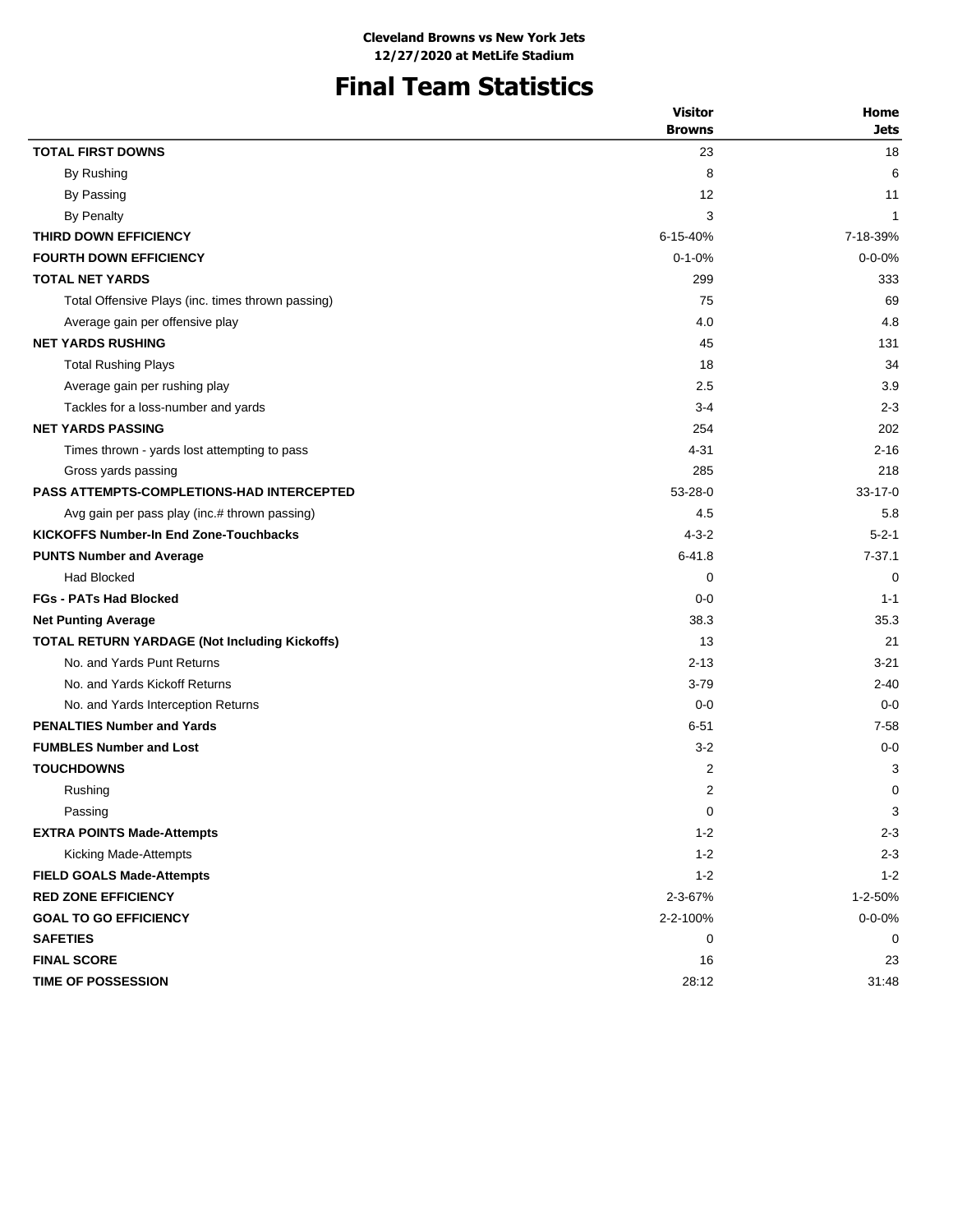**Cleveland Browns vs New York Jets**
**12/27/2020 at MetLife Stadium**

# Final Team Statistics

| | Visitor Browns | Home Jets |
|---|---|---|
| **TOTAL FIRST DOWNS** | 23 | 18 |
| By Rushing | 8 | 6 |
| By Passing | 12 | 11 |
| By Penalty | 3 | 1 |
| **THIRD DOWN EFFICIENCY** | 6-15-40% | 7-18-39% |
| **FOURTH DOWN EFFICIENCY** | 0-1-0% | 0-0-0% |
| **TOTAL NET YARDS** | 299 | 333 |
| Total Offensive Plays (inc. times thrown passing) | 75 | 69 |
| Average gain per offensive play | 4.0 | 4.8 |
| **NET YARDS RUSHING** | 45 | 131 |
| Total Rushing Plays | 18 | 34 |
| Average gain per rushing play | 2.5 | 3.9 |
| Tackles for a loss-number and yards | 3-4 | 2-3 |
| **NET YARDS PASSING** | 254 | 202 |
| Times thrown - yards lost attempting to pass | 4-31 | 2-16 |
| Gross yards passing | 285 | 218 |
| **PASS ATTEMPTS-COMPLETIONS-HAD INTERCEPTED** | 53-28-0 | 33-17-0 |
| Avg gain per pass play (inc.# thrown passing) | 4.5 | 5.8 |
| **KICKOFFS Number-In End Zone-Touchbacks** | 4-3-2 | 5-2-1 |
| **PUNTS Number and Average** | 6-41.8 | 7-37.1 |
| Had Blocked | 0 | 0 |
| **FGs - PATs Had Blocked** | 0-0 | 1-1 |
| **Net Punting Average** | 38.3 | 35.3 |
| **TOTAL RETURN YARDAGE (Not Including Kickoffs)** | 13 | 21 |
| No. and Yards Punt Returns | 2-13 | 3-21 |
| No. and Yards Kickoff Returns | 3-79 | 2-40 |
| No. and Yards Interception Returns | 0-0 | 0-0 |
| **PENALTIES Number and Yards** | 6-51 | 7-58 |
| **FUMBLES Number and Lost** | 3-2 | 0-0 |
| **TOUCHDOWNS** | 2 | 3 |
| Rushing | 2 | 0 |
| Passing | 0 | 3 |
| **EXTRA POINTS Made-Attempts** | 1-2 | 2-3 |
| Kicking Made-Attempts | 1-2 | 2-3 |
| **FIELD GOALS Made-Attempts** | 1-2 | 1-2 |
| **RED ZONE EFFICIENCY** | 2-3-67% | 1-2-50% |
| **GOAL TO GO EFFICIENCY** | 2-2-100% | 0-0-0% |
| **SAFETIES** | 0 | 0 |
| **FINAL SCORE** | 16 | 23 |
| **TIME OF POSSESSION** | 28:12 | 31:48 |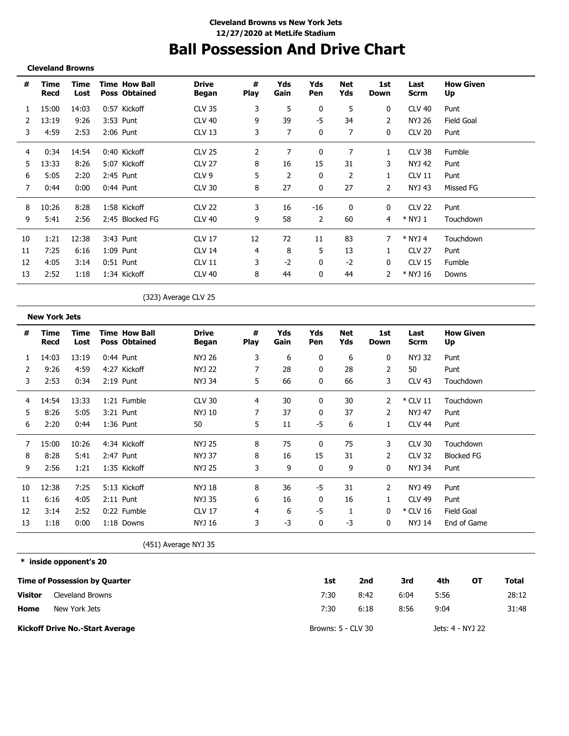**Cleveland Browns vs New York Jets**
**12/27/2020 at MetLife Stadium**

# Ball Possession And Drive Chart

### Cleveland Browns

| # | Time Recd | Time Lost | Time Poss | How Ball Obtained | Drive Began | # Play | Yds Gain | Yds Pen | Net Yds | 1st Down | Last Scrm | How Given Up |
|---|---|---|---|---|---|---|---|---|---|---|---|---|
| 1 | 15:00 | 14:03 | 0:57 | Kickoff | CLV 35 | 3 | 5 | 0 | 5 | 0 | CLV 40 | Punt |
| 2 | 13:19 | 9:26 | 3:53 | Punt | CLV 40 | 9 | 39 | -5 | 34 | 2 | NYJ 26 | Field Goal |
| 3 | 4:59 | 2:53 | 2:06 | Punt | CLV 13 | 3 | 7 | 0 | 7 | 0 | CLV 20 | Punt |
| 4 | 0:34 | 14:54 | 0:40 | Kickoff | CLV 25 | 2 | 7 | 0 | 7 | 1 | CLV 38 | Fumble |
| 5 | 13:33 | 8:26 | 5:07 | Kickoff | CLV 27 | 8 | 16 | 15 | 31 | 3 | NYJ 42 | Punt |
| 6 | 5:05 | 2:20 | 2:45 | Punt | CLV 9 | 5 | 2 | 0 | 2 | 1 | CLV 11 | Punt |
| 7 | 0:44 | 0:00 | 0:44 | Punt | CLV 30 | 8 | 27 | 0 | 27 | 2 | NYJ 43 | Missed FG |
| 8 | 10:26 | 8:28 | 1:58 | Kickoff | CLV 22 | 3 | 16 | -16 | 0 | 0 | CLV 22 | Punt |
| 9 | 5:41 | 2:56 | 2:45 | Blocked FG | CLV 40 | 9 | 58 | 2 | 60 | 4 | * NYJ 1 | Touchdown |
| 10 | 1:21 | 12:38 | 3:43 | Punt | CLV 17 | 12 | 72 | 11 | 83 | 7 | * NYJ 4 | Touchdown |
| 11 | 7:25 | 6:16 | 1:09 | Punt | CLV 14 | 4 | 8 | 5 | 13 | 1 | CLV 27 | Punt |
| 12 | 4:05 | 3:14 | 0:51 | Punt | CLV 11 | 3 | -2 | 0 | -2 | 0 | CLV 15 | Fumble |
| 13 | 2:52 | 1:18 | 1:34 | Kickoff | CLV 40 | 8 | 44 | 0 | 44 | 2 | * NYJ 16 | Downs |

(323) Average CLV 25

### New York Jets

| # | Time Recd | Time Lost | Time Poss | How Ball Obtained | Drive Began | # Play | Yds Gain | Yds Pen | Net Yds | 1st Down | Last Scrm | How Given Up |
|---|---|---|---|---|---|---|---|---|---|---|---|---|
| 1 | 14:03 | 13:19 | 0:44 | Punt | NYJ 26 | 3 | 6 | 0 | 6 | 0 | NYJ 32 | Punt |
| 2 | 9:26 | 4:59 | 4:27 | Kickoff | NYJ 22 | 7 | 28 | 0 | 28 | 2 | 50 | Punt |
| 3 | 2:53 | 0:34 | 2:19 | Punt | NYJ 34 | 5 | 66 | 0 | 66 | 3 | CLV 43 | Touchdown |
| 4 | 14:54 | 13:33 | 1:21 | Fumble | CLV 30 | 4 | 30 | 0 | 30 | 2 | * CLV 11 | Touchdown |
| 5 | 8:26 | 5:05 | 3:21 | Punt | NYJ 10 | 7 | 37 | 0 | 37 | 2 | NYJ 47 | Punt |
| 6 | 2:20 | 0:44 | 1:36 | Punt | 50 | 5 | 11 | -5 | 6 | 1 | CLV 44 | Punt |
| 7 | 15:00 | 10:26 | 4:34 | Kickoff | NYJ 25 | 8 | 75 | 0 | 75 | 3 | CLV 30 | Touchdown |
| 8 | 8:28 | 5:41 | 2:47 | Punt | NYJ 37 | 8 | 16 | 15 | 31 | 2 | CLV 32 | Blocked FG |
| 9 | 2:56 | 1:21 | 1:35 | Kickoff | NYJ 25 | 3 | 9 | 0 | 9 | 0 | NYJ 34 | Punt |
| 10 | 12:38 | 7:25 | 5:13 | Kickoff | NYJ 18 | 8 | 36 | -5 | 31 | 2 | NYJ 49 | Punt |
| 11 | 6:16 | 4:05 | 2:11 | Punt | NYJ 35 | 6 | 16 | 0 | 16 | 1 | CLV 49 | Punt |
| 12 | 3:14 | 2:52 | 0:22 | Fumble | CLV 17 | 4 | 6 | -5 | 1 | 0 | * CLV 16 | Field Goal |
| 13 | 1:18 | 0:00 | 1:18 | Downs | NYJ 16 | 3 | -3 | 0 | -3 | 0 | NYJ 14 | End of Game |

(451) Average NYJ 35

**\* inside opponent's 20**

| Time of Possession by Quarter | | 1st | 2nd | 3rd | 4th | OT | Total |
|---|---|---|---|---|---|---|---|
| **Visitor** | Cleveland Browns | 7:30 | 8:42 | 6:04 | 5:56 | | 28:12 |
| **Home** | New York Jets | 7:30 | 6:18 | 8:56 | 9:04 | | 31:48 |

**Kickoff Drive No.-Start Average** — Browns: 5 - CLV 30 — Jets: 4 - NYJ 22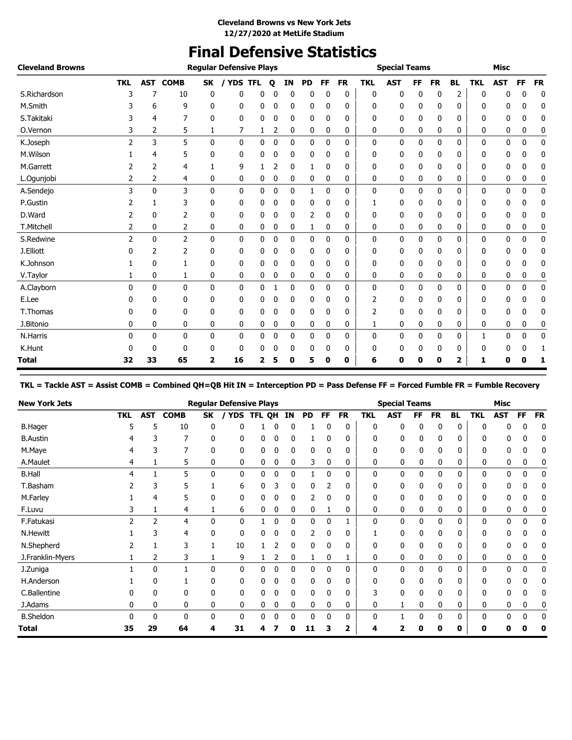**Cleveland Browns vs New York Jets**
**12/27/2020 at MetLife Stadium**

# Final Defensive Statistics

| Cleveland Browns | Regular Defensive Plays | | | | | | | | | | | Special Teams | | | | | Misc | | | |
|---|---|---|---|---|---|---|---|---|---|---|---|---|---|---|---|---|---|---|---|---|
| | TKL | AST | COMB | SK | / YDS | TFL | Q | IN | PD | FF | FR | TKL | AST | FF | FR | BL | TKL | AST | FF | FR |
| S.Richardson | 3 | 7 | 10 | 0 | 0 | 0 | 0 | 0 | 0 | 0 | 0 | 0 | 0 | 0 | 0 | 2 | 0 | 0 | 0 | 0 |
| M.Smith | 3 | 6 | 9 | 0 | 0 | 0 | 0 | 0 | 0 | 0 | 0 | 0 | 0 | 0 | 0 | 0 | 0 | 0 | 0 | 0 |
| S.Takitaki | 3 | 4 | 7 | 0 | 0 | 0 | 0 | 0 | 0 | 0 | 0 | 0 | 0 | 0 | 0 | 0 | 0 | 0 | 0 | 0 |
| O.Vernon | 3 | 2 | 5 | 1 | 7 | 1 | 2 | 0 | 0 | 0 | 0 | 0 | 0 | 0 | 0 | 0 | 0 | 0 | 0 | 0 |
| K.Joseph | 2 | 3 | 5 | 0 | 0 | 0 | 0 | 0 | 0 | 0 | 0 | 0 | 0 | 0 | 0 | 0 | 0 | 0 | 0 | 0 |
| M.Wilson | 1 | 4 | 5 | 0 | 0 | 0 | 0 | 0 | 0 | 0 | 0 | 0 | 0 | 0 | 0 | 0 | 0 | 0 | 0 | 0 |
| M.Garrett | 2 | 2 | 4 | 1 | 9 | 1 | 2 | 0 | 1 | 0 | 0 | 0 | 0 | 0 | 0 | 0 | 0 | 0 | 0 | 0 |
| L.Ogunjobi | 2 | 2 | 4 | 0 | 0 | 0 | 0 | 0 | 0 | 0 | 0 | 0 | 0 | 0 | 0 | 0 | 0 | 0 | 0 | 0 |
| A.Sendejo | 3 | 0 | 3 | 0 | 0 | 0 | 0 | 0 | 1 | 0 | 0 | 0 | 0 | 0 | 0 | 0 | 0 | 0 | 0 | 0 |
| P.Gustin | 2 | 1 | 3 | 0 | 0 | 0 | 0 | 0 | 0 | 0 | 0 | 1 | 0 | 0 | 0 | 0 | 0 | 0 | 0 | 0 |
| D.Ward | 2 | 0 | 2 | 0 | 0 | 0 | 0 | 0 | 2 | 0 | 0 | 0 | 0 | 0 | 0 | 0 | 0 | 0 | 0 | 0 |
| T.Mitchell | 2 | 0 | 2 | 0 | 0 | 0 | 0 | 0 | 1 | 0 | 0 | 0 | 0 | 0 | 0 | 0 | 0 | 0 | 0 | 0 |
| S.Redwine | 2 | 0 | 2 | 0 | 0 | 0 | 0 | 0 | 0 | 0 | 0 | 0 | 0 | 0 | 0 | 0 | 0 | 0 | 0 | 0 |
| J.Elliott | 0 | 2 | 2 | 0 | 0 | 0 | 0 | 0 | 0 | 0 | 0 | 0 | 0 | 0 | 0 | 0 | 0 | 0 | 0 | 0 |
| K.Johnson | 1 | 0 | 1 | 0 | 0 | 0 | 0 | 0 | 0 | 0 | 0 | 0 | 0 | 0 | 0 | 0 | 0 | 0 | 0 | 0 |
| V.Taylor | 1 | 0 | 1 | 0 | 0 | 0 | 0 | 0 | 0 | 0 | 0 | 0 | 0 | 0 | 0 | 0 | 0 | 0 | 0 | 0 |
| A.Clayborn | 0 | 0 | 0 | 0 | 0 | 0 | 1 | 0 | 0 | 0 | 0 | 0 | 0 | 0 | 0 | 0 | 0 | 0 | 0 | 0 |
| E.Lee | 0 | 0 | 0 | 0 | 0 | 0 | 0 | 0 | 0 | 0 | 0 | 2 | 0 | 0 | 0 | 0 | 0 | 0 | 0 | 0 |
| T.Thomas | 0 | 0 | 0 | 0 | 0 | 0 | 0 | 0 | 0 | 0 | 0 | 2 | 0 | 0 | 0 | 0 | 0 | 0 | 0 | 0 |
| J.Bitonio | 0 | 0 | 0 | 0 | 0 | 0 | 0 | 0 | 0 | 0 | 0 | 1 | 0 | 0 | 0 | 0 | 0 | 0 | 0 | 0 |
| N.Harris | 0 | 0 | 0 | 0 | 0 | 0 | 0 | 0 | 0 | 0 | 0 | 0 | 0 | 0 | 0 | 0 | 1 | 0 | 0 | 0 |
| K.Hunt | 0 | 0 | 0 | 0 | 0 | 0 | 0 | 0 | 0 | 0 | 0 | 0 | 0 | 0 | 0 | 0 | 0 | 0 | 0 | 1 |
| **Total** | **32** | **33** | **65** | **2** | **16** | **2** | **5** | **0** | **5** | **0** | **0** | **6** | **0** | **0** | **0** | **2** | **1** | **0** | **0** | **1** |

**TKL = Tackle AST = Assist COMB = Combined QH=QB Hit IN = Interception PD = Pass Defense FF = Forced Fumble FR = Fumble Recovery**

| New York Jets | Regular Defensive Plays | | | | | | | | | | | Special Teams | | | | | Misc | | | |
|---|---|---|---|---|---|---|---|---|---|---|---|---|---|---|---|---|---|---|---|---|
| | TKL | AST | COMB | SK | / YDS | TFL | QH | IN | PD | FF | FR | TKL | AST | FF | FR | BL | TKL | AST | FF | FR |
| B.Hager | 5 | 5 | 10 | 0 | 0 | 1 | 0 | 0 | 1 | 0 | 0 | 0 | 0 | 0 | 0 | 0 | 0 | 0 | 0 | 0 |
| B.Austin | 4 | 3 | 7 | 0 | 0 | 0 | 0 | 0 | 1 | 0 | 0 | 0 | 0 | 0 | 0 | 0 | 0 | 0 | 0 | 0 |
| M.Maye | 4 | 3 | 7 | 0 | 0 | 0 | 0 | 0 | 0 | 0 | 0 | 0 | 0 | 0 | 0 | 0 | 0 | 0 | 0 | 0 |
| A.Maulet | 4 | 1 | 5 | 0 | 0 | 0 | 0 | 0 | 3 | 0 | 0 | 0 | 0 | 0 | 0 | 0 | 0 | 0 | 0 | 0 |
| B.Hall | 4 | 1 | 5 | 0 | 0 | 0 | 0 | 0 | 1 | 0 | 0 | 0 | 0 | 0 | 0 | 0 | 0 | 0 | 0 | 0 |
| T.Basham | 2 | 3 | 5 | 1 | 6 | 0 | 3 | 0 | 0 | 2 | 0 | 0 | 0 | 0 | 0 | 0 | 0 | 0 | 0 | 0 |
| M.Farley | 1 | 4 | 5 | 0 | 0 | 0 | 0 | 0 | 2 | 0 | 0 | 0 | 0 | 0 | 0 | 0 | 0 | 0 | 0 | 0 |
| F.Luvu | 3 | 1 | 4 | 1 | 6 | 0 | 0 | 0 | 0 | 1 | 0 | 0 | 0 | 0 | 0 | 0 | 0 | 0 | 0 | 0 |
| F.Fatukasi | 2 | 2 | 4 | 0 | 0 | 1 | 0 | 0 | 0 | 0 | 1 | 0 | 0 | 0 | 0 | 0 | 0 | 0 | 0 | 0 |
| N.Hewitt | 1 | 3 | 4 | 0 | 0 | 0 | 0 | 0 | 2 | 0 | 0 | 1 | 0 | 0 | 0 | 0 | 0 | 0 | 0 | 0 |
| N.Shepherd | 2 | 1 | 3 | 1 | 10 | 1 | 2 | 0 | 0 | 0 | 0 | 0 | 0 | 0 | 0 | 0 | 0 | 0 | 0 | 0 |
| J.Franklin-Myers | 1 | 2 | 3 | 1 | 9 | 1 | 2 | 0 | 1 | 0 | 1 | 0 | 0 | 0 | 0 | 0 | 0 | 0 | 0 | 0 |
| J.Zuniga | 1 | 0 | 1 | 0 | 0 | 0 | 0 | 0 | 0 | 0 | 0 | 0 | 0 | 0 | 0 | 0 | 0 | 0 | 0 | 0 |
| H.Anderson | 1 | 0 | 1 | 0 | 0 | 0 | 0 | 0 | 0 | 0 | 0 | 0 | 0 | 0 | 0 | 0 | 0 | 0 | 0 | 0 |
| C.Ballentine | 0 | 0 | 0 | 0 | 0 | 0 | 0 | 0 | 0 | 0 | 0 | 3 | 0 | 0 | 0 | 0 | 0 | 0 | 0 | 0 |
| J.Adams | 0 | 0 | 0 | 0 | 0 | 0 | 0 | 0 | 0 | 0 | 0 | 0 | 1 | 0 | 0 | 0 | 0 | 0 | 0 | 0 |
| B.Sheldon | 0 | 0 | 0 | 0 | 0 | 0 | 0 | 0 | 0 | 0 | 0 | 0 | 1 | 0 | 0 | 0 | 0 | 0 | 0 | 0 |
| **Total** | **35** | **29** | **64** | **4** | **31** | **4** | **7** | **0** | **11** | **3** | **2** | **4** | **2** | **0** | **0** | **0** | **0** | **0** | **0** | **0** |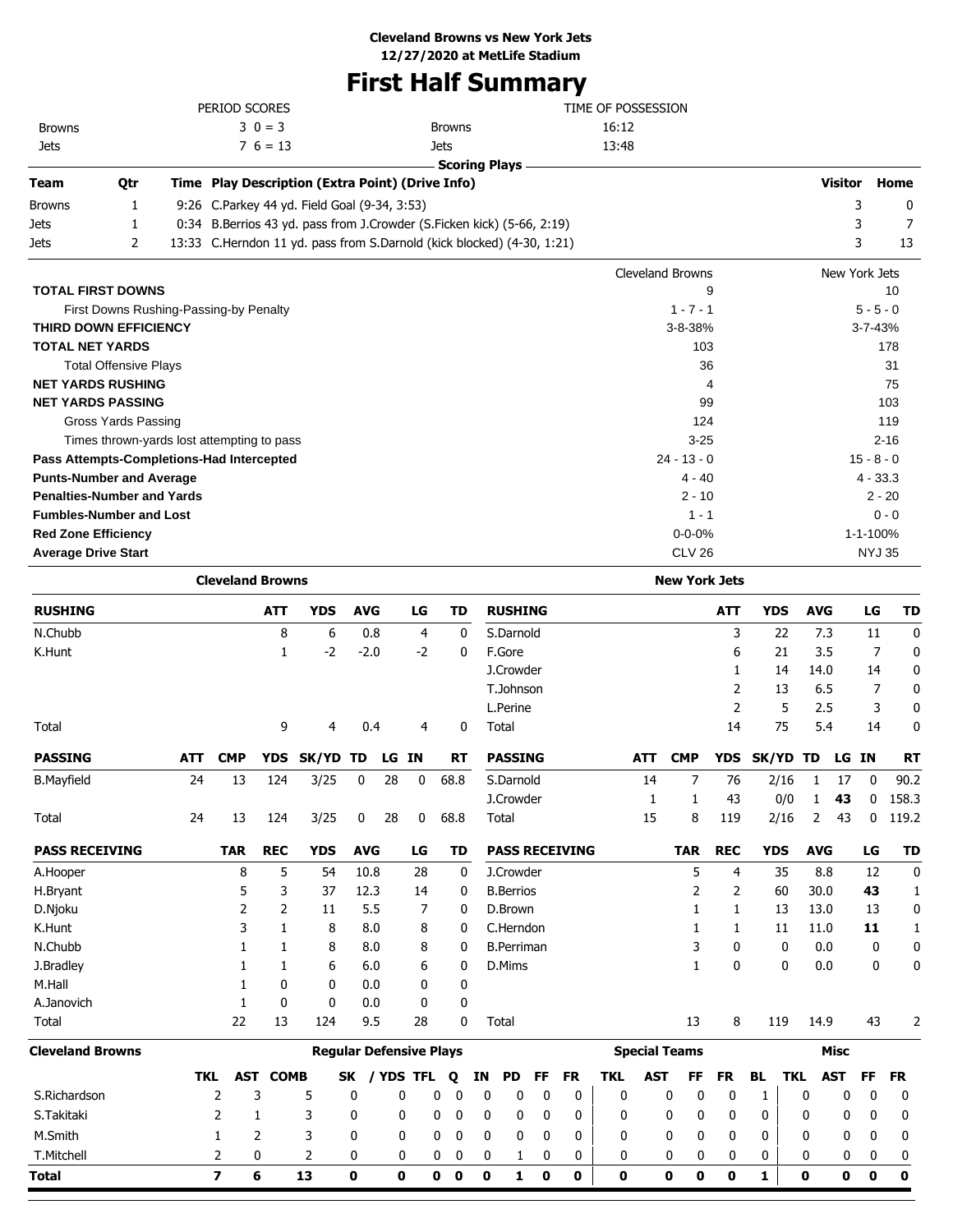**Cleveland Browns vs New York Jets**
**12/27/2020 at MetLife Stadium**

# First Half Summary

| PERIOD SCORES | | | TIME OF POSSESSION | |
|---|---|---|---|---|
| Browns | 3 0 = 3 | | Browns | 16:12 |
| Jets | 7 6 = 13 | | Jets | 13:48 |

**Scoring Plays**

| Team | Qtr | Time | Play Description (Extra Point) (Drive Info) | Visitor | Home |
|---|---|---|---|---|---|
| Browns | 1 | 9:26 | C.Parkey 44 yd. Field Goal (9-34, 3:53) | 3 | 0 |
| Jets | 1 | 0:34 | B.Berrios 43 yd. pass from J.Crowder (S.Ficken kick) (5-66, 2:19) | 3 | 7 |
| Jets | 2 | 13:33 | C.Herndon 11 yd. pass from S.Darnold (kick blocked) (4-30, 1:21) | 3 | 13 |

| | Cleveland Browns | New York Jets |
|---|---|---|
| **TOTAL FIRST DOWNS** | 9 | 10 |
| First Downs Rushing-Passing-by Penalty | 1 - 7 - 1 | 5 - 5 - 0 |
| **THIRD DOWN EFFICIENCY** | 3-8-38% | 3-7-43% |
| **TOTAL NET YARDS** | 103 | 178 |
| Total Offensive Plays | 36 | 31 |
| **NET YARDS RUSHING** | 4 | 75 |
| **NET YARDS PASSING** | 99 | 103 |
| Gross Yards Passing | 124 | 119 |
| Times thrown-yards lost attempting to pass | 3-25 | 2-16 |
| **Pass Attempts-Completions-Had Intercepted** | 24 - 13 - 0 | 15 - 8 - 0 |
| **Punts-Number and Average** | 4 - 40 | 4 - 33.3 |
| **Penalties-Number and Yards** | 2 - 10 | 2 - 20 |
| **Fumbles-Number and Lost** | 1 - 1 | 0 - 0 |
| **Red Zone Efficiency** | 0-0-0% | 1-1-100% |
| **Average Drive Start** | CLV 26 | NYJ 35 |

### Cleveland Browns

| RUSHING | ATT | YDS | AVG | LG | TD |
|---|---|---|---|---|---|
| N.Chubb | 8 | 6 | 0.8 | 4 | 0 |
| K.Hunt | 1 | -2 | -2.0 | -2 | 0 |
| Total | 9 | 4 | 0.4 | 4 | 0 |

| PASSING | ATT | CMP | YDS | SK/YD | TD | LG | IN | RT |
|---|---|---|---|---|---|---|---|---|
| B.Mayfield | 24 | 13 | 124 | 3/25 | 0 | 28 | 0 | 68.8 |
| Total | 24 | 13 | 124 | 3/25 | 0 | 28 | 0 | 68.8 |

| PASS RECEIVING | TAR | REC | YDS | AVG | LG | TD |
|---|---|---|---|---|---|---|
| A.Hooper | 8 | 5 | 54 | 10.8 | 28 | 0 |
| H.Bryant | 5 | 3 | 37 | 12.3 | 14 | 0 |
| D.Njoku | 2 | 2 | 11 | 5.5 | 7 | 0 |
| K.Hunt | 3 | 1 | 8 | 8.0 | 8 | 0 |
| N.Chubb | 1 | 1 | 8 | 8.0 | 8 | 0 |
| J.Bradley | 1 | 1 | 6 | 6.0 | 6 | 0 |
| M.Hall | 1 | 0 | 0 | 0.0 | 0 | 0 |
| A.Janovich | 1 | 0 | 0 | 0.0 | 0 | 0 |
| Total | 22 | 13 | 124 | 9.5 | 28 | 0 |

### New York Jets

| RUSHING | ATT | YDS | AVG | LG | TD |
|---|---|---|---|---|---|
| S.Darnold | 3 | 22 | 7.3 | 11 | 0 |
| F.Gore | 6 | 21 | 3.5 | 7 | 0 |
| J.Crowder | 1 | 14 | 14.0 | 14 | 0 |
| T.Johnson | 2 | 13 | 6.5 | 7 | 0 |
| L.Perine | 2 | 5 | 2.5 | 3 | 0 |
| Total | 14 | 75 | 5.4 | 14 | 0 |

| PASSING | ATT | CMP | YDS | SK/YD | TD | LG | IN | RT |
|---|---|---|---|---|---|---|---|---|
| S.Darnold | 14 | 7 | 76 | 2/16 | 1 | 17 | 0 | 90.2 |
| J.Crowder | 1 | 1 | 43 | 0/0 | 1 | **43** | 0 | 158.3 |
| Total | 15 | 8 | 119 | 2/16 | 2 | 43 | 0 | 119.2 |

| PASS RECEIVING | TAR | REC | YDS | AVG | LG | TD |
|---|---|---|---|---|---|---|
| J.Crowder | 5 | 4 | 35 | 8.8 | 12 | 0 |
| B.Berrios | 2 | 2 | 60 | 30.0 | **43** | 1 |
| D.Brown | 1 | 1 | 13 | 13.0 | 13 | 0 |
| C.Herndon | 1 | 1 | 11 | 11.0 | **11** | 1 |
| B.Perriman | 3 | 0 | 0 | 0.0 | 0 | 0 |
| D.Mims | 1 | 0 | 0 | 0.0 | 0 | 0 |
| Total | 13 | 8 | 119 | 14.9 | 43 | 2 |

### Cleveland Browns Defense

| | Regular Defensive Plays | | | | | | | | | | | Special Teams | | | | | Misc | | | |
|---|---|---|---|---|---|---|---|---|---|---|---|---|---|---|---|---|---|---|---|---|
| | TKL | AST | COMB | SK | / YDS | TFL | Q | IN | PD | FF | FR | TKL | AST | FF | FR | BL | TKL | AST | FF | FR |
| S.Richardson | 2 | 3 | 5 | 0 | 0 | 0 | 0 | 0 | 0 | 0 | 0 | 0 | 0 | 0 | 0 | 1 | 0 | 0 | 0 | 0 |
| S.Takitaki | 2 | 1 | 3 | 0 | 0 | 0 | 0 | 0 | 0 | 0 | 0 | 0 | 0 | 0 | 0 | 0 | 0 | 0 | 0 | 0 |
| M.Smith | 1 | 2 | 3 | 0 | 0 | 0 | 0 | 0 | 0 | 0 | 0 | 0 | 0 | 0 | 0 | 0 | 0 | 0 | 0 | 0 |
| T.Mitchell | 2 | 0 | 2 | 0 | 0 | 0 | 0 | 0 | 1 | 0 | 0 | 0 | 0 | 0 | 0 | 0 | 0 | 0 | 0 | 0 |
| **Total** | **7** | **6** | **13** | **0** | **0** | **0** | **0** | **0** | **1** | **0** | **0** | **0** | **0** | **0** | **0** | **1** | **0** | **0** | **0** | **0** |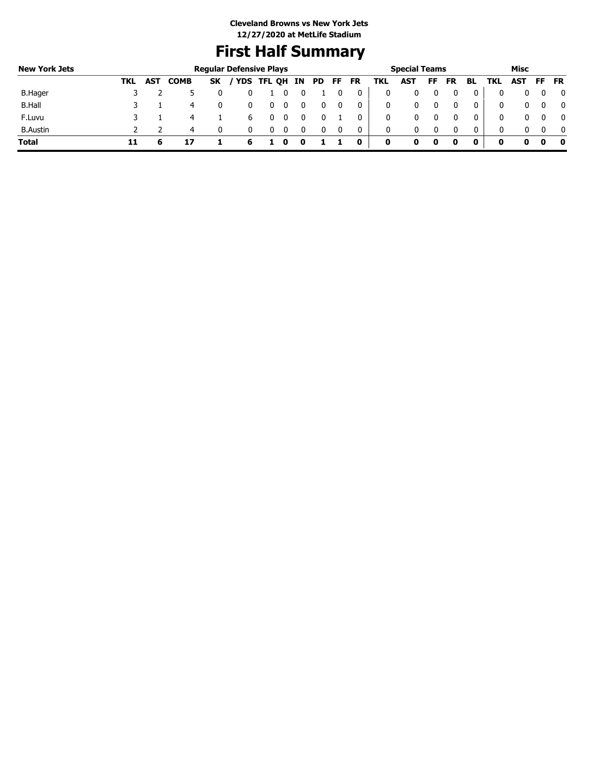**Cleveland Browns vs New York Jets**
**12/27/2020 at MetLife Stadium**

# First Half Summary

| New York Jets | Regular Defensive Plays | | | | | | | | | | | Special Teams | | | | | Misc | | | |
|---|---|---|---|---|---|---|---|---|---|---|---|---|---|---|---|---|---|---|---|---|
| | TKL | AST | COMB | SK | / YDS | TFL | QH | IN | PD | FF | FR | TKL | AST | FF | FR | BL | TKL | AST | FF | FR |
| B.Hager | 3 | 2 | 5 | 0 | 0 | 1 | 0 | 0 | 1 | 0 | 0 | 0 | 0 | 0 | 0 | 0 | 0 | 0 | 0 | 0 |
| B.Hall | 3 | 1 | 4 | 0 | 0 | 0 | 0 | 0 | 0 | 0 | 0 | 0 | 0 | 0 | 0 | 0 | 0 | 0 | 0 | 0 |
| F.Luvu | 3 | 1 | 4 | 1 | 6 | 0 | 0 | 0 | 0 | 1 | 0 | 0 | 0 | 0 | 0 | 0 | 0 | 0 | 0 | 0 |
| B.Austin | 2 | 2 | 4 | 0 | 0 | 0 | 0 | 0 | 0 | 0 | 0 | 0 | 0 | 0 | 0 | 0 | 0 | 0 | 0 | 0 |
| **Total** | **11** | **6** | **17** | **1** | **6** | **1** | **0** | **0** | **1** | **1** | **0** | **0** | **0** | **0** | **0** | **0** | **0** | **0** | **0** | **0** |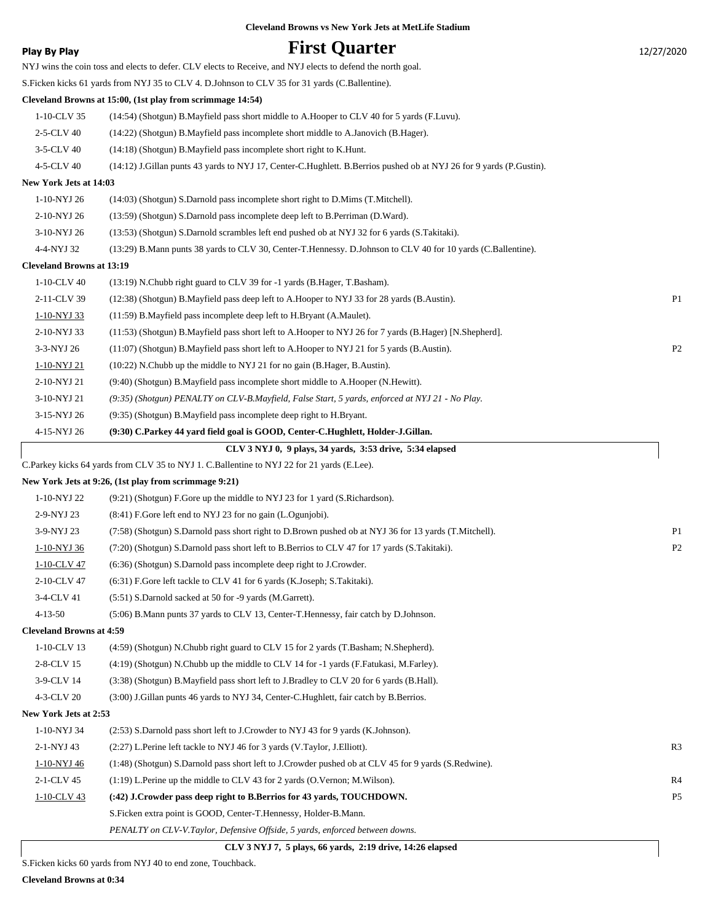**Cleveland Browns vs New York Jets at MetLife Stadium**

**Play By Play**

# First Quarter

12/27/2020

NYJ wins the coin toss and elects to defer. CLV elects to Receive, and NYJ elects to defend the north goal.

S.Ficken kicks 61 yards from NYJ 35 to CLV 4. D.Johnson to CLV 35 for 31 yards (C.Ballentine).

**Cleveland Browns at 15:00, (1st play from scrimmage 14:54)**

| | | |
|---|---|---|
| 1-10-CLV 35 | (14:54) (Shotgun) B.Mayfield pass short middle to A.Hooper to CLV 40 for 5 yards (F.Luvu). | |
| 2-5-CLV 40 | (14:22) (Shotgun) B.Mayfield pass incomplete short middle to A.Janovich (B.Hager). | |
| 3-5-CLV 40 | (14:18) (Shotgun) B.Mayfield pass incomplete short right to K.Hunt. | |
| 4-5-CLV 40 | (14:12) J.Gillan punts 43 yards to NYJ 17, Center-C.Hughlett. B.Berrios pushed ob at NYJ 26 for 9 yards (P.Gustin). | |

**New York Jets at 14:03**

| | | |
|---|---|---|
| 1-10-NYJ 26 | (14:03) (Shotgun) S.Darnold pass incomplete short right to D.Mims (T.Mitchell). | |
| 2-10-NYJ 26 | (13:59) (Shotgun) S.Darnold pass incomplete deep left to B.Perriman (D.Ward). | |
| 3-10-NYJ 26 | (13:53) (Shotgun) S.Darnold scrambles left end pushed ob at NYJ 32 for 6 yards (S.Takitaki). | |
| 4-4-NYJ 32 | (13:29) B.Mann punts 38 yards to CLV 30, Center-T.Hennessy. D.Johnson to CLV 40 for 10 yards (C.Ballentine). | |

**Cleveland Browns at 13:19**

| | | |
|---|---|---|
| 1-10-CLV 40 | (13:19) N.Chubb right guard to CLV 39 for -1 yards (B.Hager, T.Basham). | |
| 2-11-CLV 39 | (12:38) (Shotgun) B.Mayfield pass deep left to A.Hooper to NYJ 33 for 28 yards (B.Austin). | P1 |
| 1-10-NYJ 33 | (11:59) B.Mayfield pass incomplete deep left to H.Bryant (A.Maulet). | |
| 2-10-NYJ 33 | (11:53) (Shotgun) B.Mayfield pass short left to A.Hooper to NYJ 26 for 7 yards (B.Hager) [N.Shepherd]. | |
| 3-3-NYJ 26 | (11:07) (Shotgun) B.Mayfield pass short left to A.Hooper to NYJ 21 for 5 yards (B.Austin). | P2 |
| 1-10-NYJ 21 | (10:22) N.Chubb up the middle to NYJ 21 for no gain (B.Hager, B.Austin). | |
| 2-10-NYJ 21 | (9:40) (Shotgun) B.Mayfield pass incomplete short middle to A.Hooper (N.Hewitt). | |
| 3-10-NYJ 21 | *(9:35) (Shotgun) PENALTY on CLV-B.Mayfield, False Start, 5 yards, enforced at NYJ 21 - No Play.* | |
| 3-15-NYJ 26 | (9:35) (Shotgun) B.Mayfield pass incomplete deep right to H.Bryant. | |
| 4-15-NYJ 26 | **(9:30) C.Parkey 44 yard field goal is GOOD, Center-C.Hughlett, Holder-J.Gillan.** | |

**CLV 3 NYJ 0, 9 plays, 34 yards, 3:53 drive, 5:34 elapsed**

C.Parkey kicks 64 yards from CLV 35 to NYJ 1. C.Ballentine to NYJ 22 for 21 yards (E.Lee).

**New York Jets at 9:26, (1st play from scrimmage 9:21)**

| | | |
|---|---|---|
| 1-10-NYJ 22 | (9:21) (Shotgun) F.Gore up the middle to NYJ 23 for 1 yard (S.Richardson). | |
| 2-9-NYJ 23 | (8:41) F.Gore left end to NYJ 23 for no gain (L.Ogunjobi). | |
| 3-9-NYJ 23 | (7:58) (Shotgun) S.Darnold pass short right to D.Brown pushed ob at NYJ 36 for 13 yards (T.Mitchell). | P1 |
| 1-10-NYJ 36 | (7:20) (Shotgun) S.Darnold pass short left to B.Berrios to CLV 47 for 17 yards (S.Takitaki). | P2 |
| 1-10-CLV 47 | (6:36) (Shotgun) S.Darnold pass incomplete deep right to J.Crowder. | |
| 2-10-CLV 47 | (6:31) F.Gore left tackle to CLV 41 for 6 yards (K.Joseph; S.Takitaki). | |
| 3-4-CLV 41 | (5:51) S.Darnold sacked at 50 for -9 yards (M.Garrett). | |
| 4-13-50 | (5:06) B.Mann punts 37 yards to CLV 13, Center-T.Hennessy, fair catch by D.Johnson. | |

**Cleveland Browns at 4:59**

| | | |
|---|---|---|
| 1-10-CLV 13 | (4:59) (Shotgun) N.Chubb right guard to CLV 15 for 2 yards (T.Basham; N.Shepherd). | |
| 2-8-CLV 15 | (4:19) (Shotgun) N.Chubb up the middle to CLV 14 for -1 yards (F.Fatukasi, M.Farley). | |
| 3-9-CLV 14 | (3:38) (Shotgun) B.Mayfield pass short left to J.Bradley to CLV 20 for 6 yards (B.Hall). | |
| 4-3-CLV 20 | (3:00) J.Gillan punts 46 yards to NYJ 34, Center-C.Hughlett, fair catch by B.Berrios. | |

**New York Jets at 2:53**

| | | |
|---|---|---|
| 1-10-NYJ 34 | (2:53) S.Darnold pass short left to J.Crowder to NYJ 43 for 9 yards (K.Johnson). | |
| 2-1-NYJ 43 | (2:27) L.Perine left tackle to NYJ 46 for 3 yards (V.Taylor, J.Elliott). | R3 |
| 1-10-NYJ 46 | (1:48) (Shotgun) S.Darnold pass short left to J.Crowder pushed ob at CLV 45 for 9 yards (S.Redwine). | |
| 2-1-CLV 45 | (1:19) L.Perine up the middle to CLV 43 for 2 yards (O.Vernon; M.Wilson). | R4 |
| 1-10-CLV 43 | **(:42) J.Crowder pass deep right to B.Berrios for 43 yards, TOUCHDOWN.** | P5 |
| | S.Ficken extra point is GOOD, Center-T.Hennessy, Holder-B.Mann. | |
| | *PENALTY on CLV-V.Taylor, Defensive Offside, 5 yards, enforced between downs.* | |

**CLV 3 NYJ 7, 5 plays, 66 yards, 2:19 drive, 14:26 elapsed**

S.Ficken kicks 60 yards from NYJ 40 to end zone, Touchback.

**Cleveland Browns at 0:34**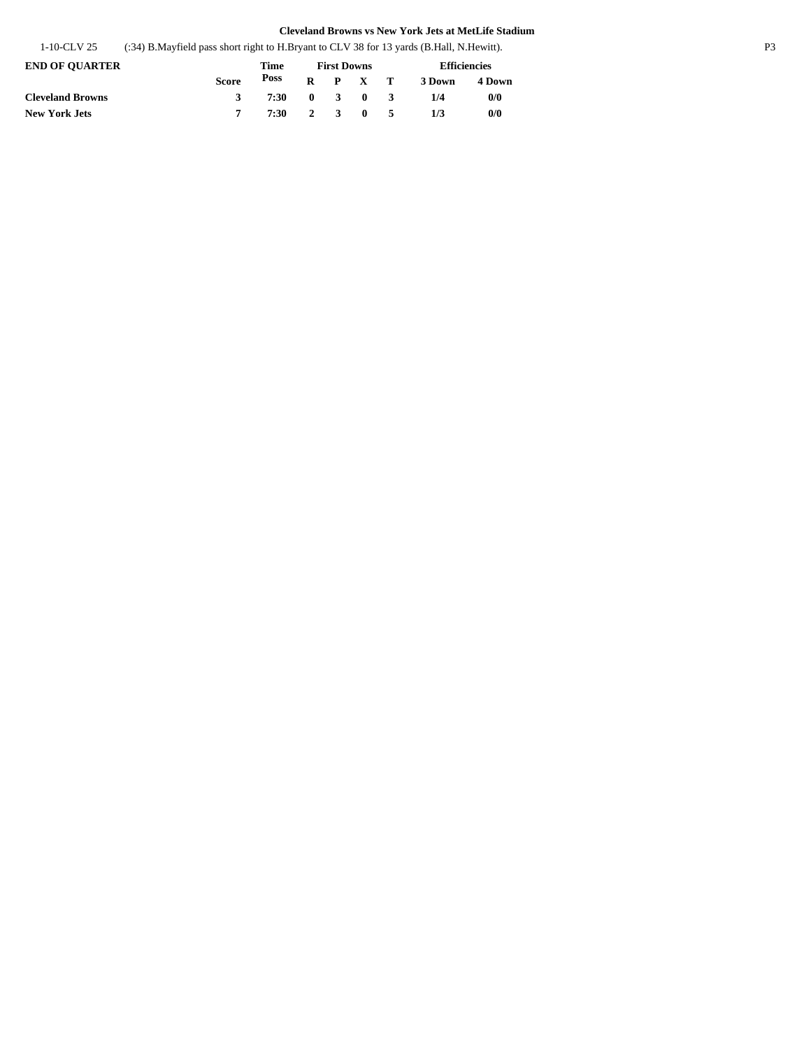**Cleveland Browns vs New York Jets at MetLife Stadium**

| | |
|---|---|
| 1-10-CLV 25 | (:34) B.Mayfield pass short right to H.Bryant to CLV 38 for 13 yards (B.Hall, N.Hewitt). |

| END OF QUARTER | | Time | First Downs | | | | Efficiencies | |
|---|---|---|---|---|---|---|---|---|
| | Score | Poss | R | P | X | T | 3 Down | 4 Down |
| **Cleveland Browns** | 3 | 7:30 | 0 | 3 | 0 | 3 | 1/4 | 0/0 |
| **New York Jets** | 7 | 7:30 | 2 | 3 | 0 | 5 | 1/3 | 0/0 |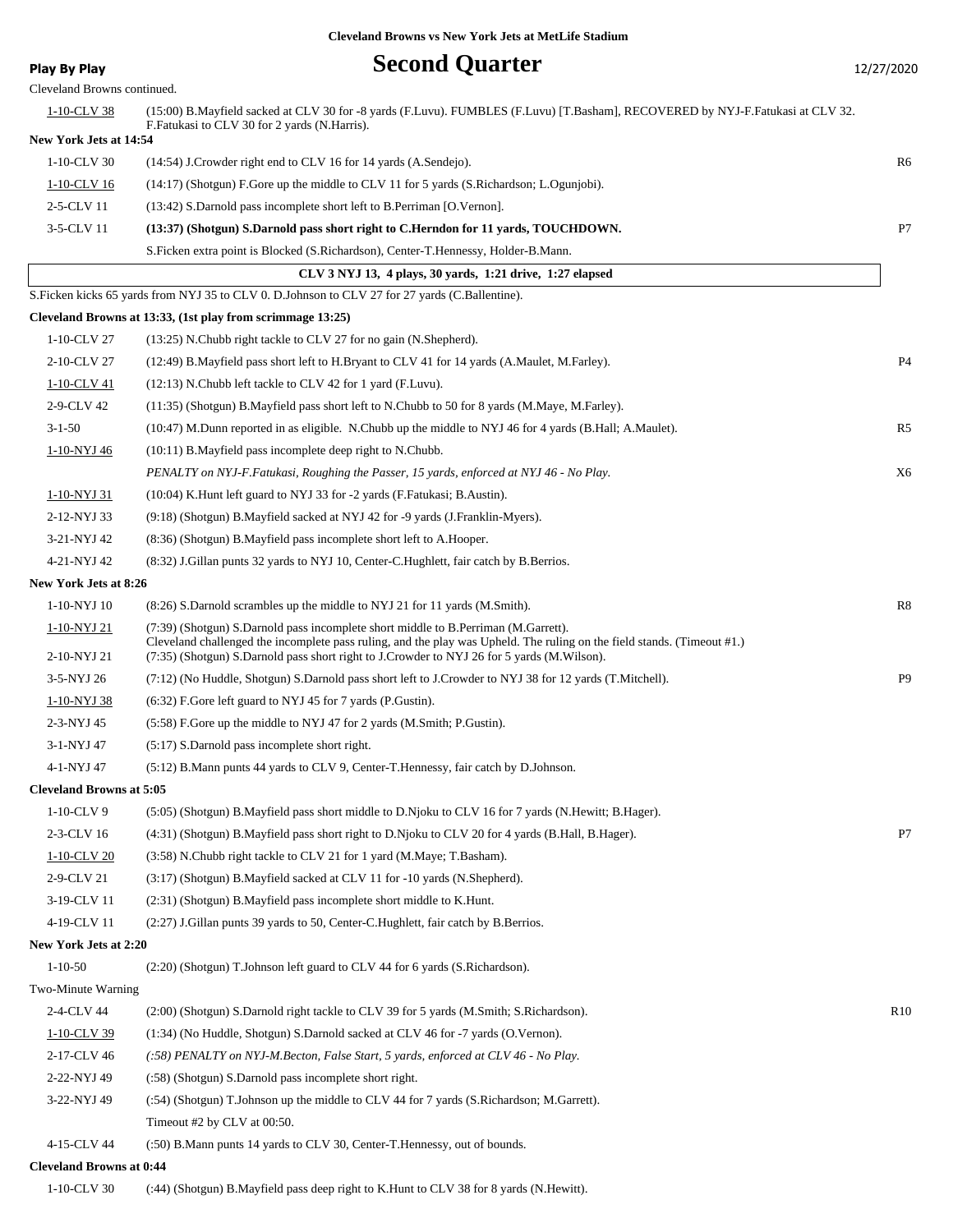**Cleveland Browns vs New York Jets at MetLife Stadium**

**Play By Play**

# Second Quarter

12/27/2020

Cleveland Browns continued.

| Down | Play | |
|---|---|---|
| 1-10-CLV 38 | (15:00) B.Mayfield sacked at CLV 30 for -8 yards (F.Luvu). FUMBLES (F.Luvu) [T.Basham], RECOVERED by NYJ-F.Fatukasi at CLV 32. F.Fatukasi to CLV 30 for 2 yards (N.Harris). | |
| **New York Jets at 14:54** | | |
| 1-10-CLV 30 | (14:54) J.Crowder right end to CLV 16 for 14 yards (A.Sendejo). | R6 |
| 1-10-CLV 16 | (14:17) (Shotgun) F.Gore up the middle to CLV 11 for 5 yards (S.Richardson; L.Ogunjobi). | |
| 2-5-CLV 11 | (13:42) S.Darnold pass incomplete short left to B.Perriman [O.Vernon]. | |
| 3-5-CLV 11 | **(13:37) (Shotgun) S.Darnold pass short right to C.Herndon for 11 yards, TOUCHDOWN.** | P7 |
| | S.Ficken extra point is Blocked (S.Richardson), Center-T.Hennessy, Holder-B.Mann. | |
| | **CLV 3 NYJ 13, 4 plays, 30 yards, 1:21 drive, 1:27 elapsed** | |
| | S.Ficken kicks 65 yards from NYJ 35 to CLV 0. D.Johnson to CLV 27 for 27 yards (C.Ballentine). | |
| **Cleveland Browns at 13:33, (1st play from scrimmage 13:25)** | | |
| 1-10-CLV 27 | (13:25) N.Chubb right tackle to CLV 27 for no gain (N.Shepherd). | |
| 2-10-CLV 27 | (12:49) B.Mayfield pass short left to H.Bryant to CLV 41 for 14 yards (A.Maulet, M.Farley). | P4 |
| 1-10-CLV 41 | (12:13) N.Chubb left tackle to CLV 42 for 1 yard (F.Luvu). | |
| 2-9-CLV 42 | (11:35) (Shotgun) B.Mayfield pass short left to N.Chubb to 50 for 8 yards (M.Maye, M.Farley). | |
| 3-1-50 | (10:47) M.Dunn reported in as eligible. N.Chubb up the middle to NYJ 46 for 4 yards (B.Hall; A.Maulet). | R5 |
| 1-10-NYJ 46 | (10:11) B.Mayfield pass incomplete deep right to N.Chubb. | |
| | *PENALTY on NYJ-F.Fatukasi, Roughing the Passer, 15 yards, enforced at NYJ 46 - No Play.* | X6 |
| 1-10-NYJ 31 | (10:04) K.Hunt left guard to NYJ 33 for -2 yards (F.Fatukasi; B.Austin). | |
| 2-12-NYJ 33 | (9:18) (Shotgun) B.Mayfield sacked at NYJ 42 for -9 yards (J.Franklin-Myers). | |
| 3-21-NYJ 42 | (8:36) (Shotgun) B.Mayfield pass incomplete short left to A.Hooper. | |
| 4-21-NYJ 42 | (8:32) J.Gillan punts 32 yards to NYJ 10, Center-C.Hughlett, fair catch by B.Berrios. | |
| **New York Jets at 8:26** | | |
| 1-10-NYJ 10 | (8:26) S.Darnold scrambles up the middle to NYJ 21 for 11 yards (M.Smith). | R8 |
| 1-10-NYJ 21 | (7:39) (Shotgun) S.Darnold pass incomplete short middle to B.Perriman (M.Garrett). Cleveland challenged the incomplete pass ruling, and the play was Upheld. The ruling on the field stands. (Timeout #1.) | |
| 2-10-NYJ 21 | (7:35) (Shotgun) S.Darnold pass short right to J.Crowder to NYJ 26 for 5 yards (M.Wilson). | |
| 3-5-NYJ 26 | (7:12) (No Huddle, Shotgun) S.Darnold pass short left to J.Crowder to NYJ 38 for 12 yards (T.Mitchell). | P9 |
| 1-10-NYJ 38 | (6:32) F.Gore left guard to NYJ 45 for 7 yards (P.Gustin). | |
| 2-3-NYJ 45 | (5:58) F.Gore up the middle to NYJ 47 for 2 yards (M.Smith; P.Gustin). | |
| 3-1-NYJ 47 | (5:17) S.Darnold pass incomplete short right. | |
| 4-1-NYJ 47 | (5:12) B.Mann punts 44 yards to CLV 9, Center-T.Hennessy, fair catch by D.Johnson. | |
| **Cleveland Browns at 5:05** | | |
| 1-10-CLV 9 | (5:05) (Shotgun) B.Mayfield pass short middle to D.Njoku to CLV 16 for 7 yards (N.Hewitt; B.Hager). | |
| 2-3-CLV 16 | (4:31) (Shotgun) B.Mayfield pass short right to D.Njoku to CLV 20 for 4 yards (B.Hall, B.Hager). | P7 |
| 1-10-CLV 20 | (3:58) N.Chubb right tackle to CLV 21 for 1 yard (M.Maye; T.Basham). | |
| 2-9-CLV 21 | (3:17) (Shotgun) B.Mayfield sacked at CLV 11 for -10 yards (N.Shepherd). | |
| 3-19-CLV 11 | (2:31) (Shotgun) B.Mayfield pass incomplete short middle to K.Hunt. | |
| 4-19-CLV 11 | (2:27) J.Gillan punts 39 yards to 50, Center-C.Hughlett, fair catch by B.Berrios. | |
| **New York Jets at 2:20** | | |
| 1-10-50 | (2:20) (Shotgun) T.Johnson left guard to CLV 44 for 6 yards (S.Richardson). | |
| Two-Minute Warning | | |
| 2-4-CLV 44 | (2:00) (Shotgun) S.Darnold right tackle to CLV 39 for 5 yards (M.Smith; S.Richardson). | R10 |
| 1-10-CLV 39 | (1:34) (No Huddle, Shotgun) S.Darnold sacked at CLV 46 for -7 yards (O.Vernon). | |
| 2-17-CLV 46 | *(:58) PENALTY on NYJ-M.Becton, False Start, 5 yards, enforced at CLV 46 - No Play.* | |
| 2-22-NYJ 49 | (:58) (Shotgun) S.Darnold pass incomplete short right. | |
| 3-22-NYJ 49 | (:54) (Shotgun) T.Johnson up the middle to CLV 44 for 7 yards (S.Richardson; M.Garrett). | |
| | Timeout #2 by CLV at 00:50. | |
| 4-15-CLV 44 | (:50) B.Mann punts 14 yards to CLV 30, Center-T.Hennessy, out of bounds. | |
| **Cleveland Browns at 0:44** | | |
| 1-10-CLV 30 | (:44) (Shotgun) B.Mayfield pass deep right to K.Hunt to CLV 38 for 8 yards (N.Hewitt). | |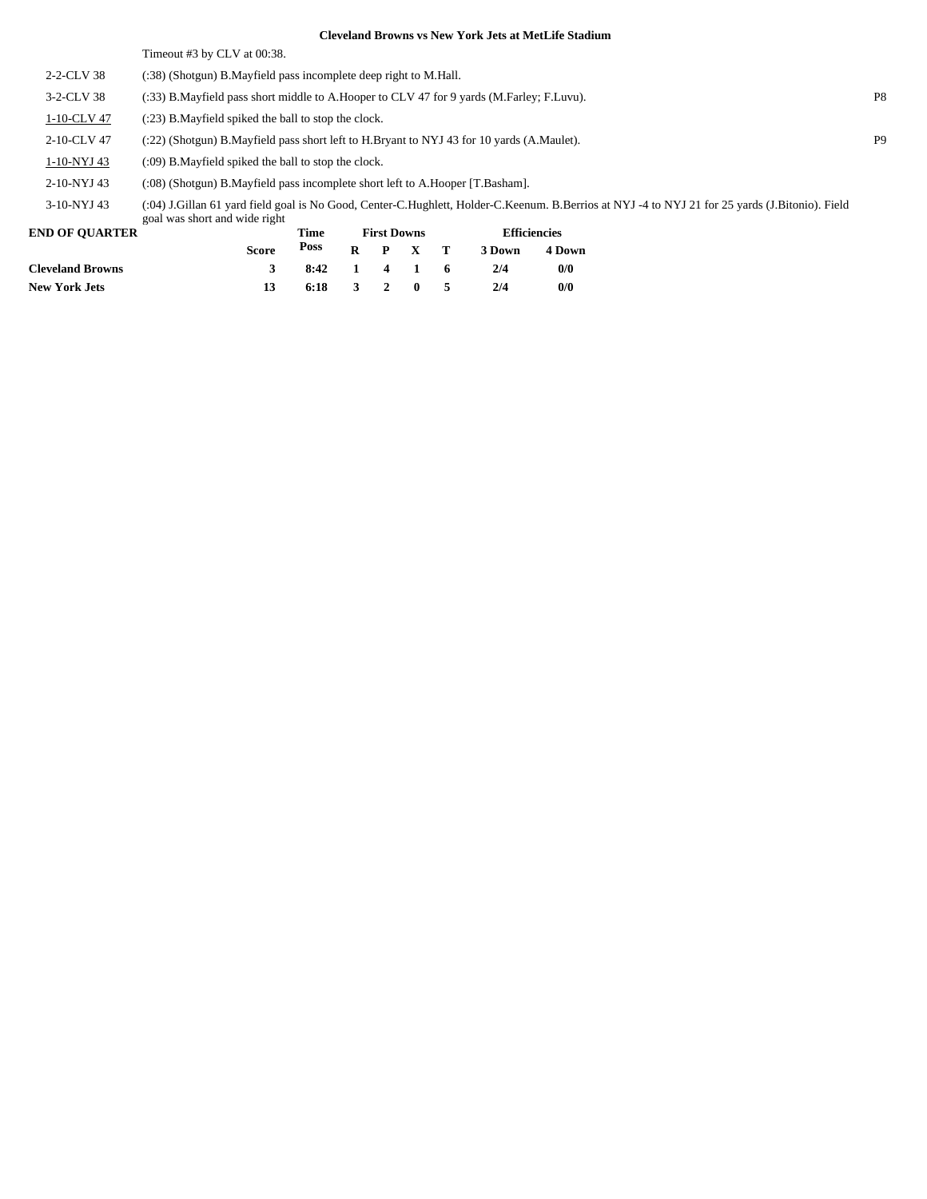**Cleveland Browns vs New York Jets at MetLife Stadium**

| | | |
|---|---|---|
| | Timeout #3 by CLV at 00:38. | |
| 2-2-CLV 38 | (:38) (Shotgun) B.Mayfield pass incomplete deep right to M.Hall. | |
| 3-2-CLV 38 | (:33) B.Mayfield pass short middle to A.Hooper to CLV 47 for 9 yards (M.Farley; F.Luvu). | P8 |
| 1-10-CLV 47 | (:23) B.Mayfield spiked the ball to stop the clock. | |
| 2-10-CLV 47 | (:22) (Shotgun) B.Mayfield pass short left to H.Bryant to NYJ 43 for 10 yards (A.Maulet). | P9 |
| 1-10-NYJ 43 | (:09) B.Mayfield spiked the ball to stop the clock. | |
| 2-10-NYJ 43 | (:08) (Shotgun) B.Mayfield pass incomplete short left to A.Hooper [T.Basham]. | |
| 3-10-NYJ 43 | (:04) J.Gillan 61 yard field goal is No Good, Center-C.Hughlett, Holder-C.Keenum. B.Berrios at NYJ -4 to NYJ 21 for 25 yards (J.Bitonio). Field goal was short and wide right | |

**END OF QUARTER**

| | Score | Time Poss | First Downs R | P | X | T | Efficiencies 3 Down | 4 Down |
|---|---|---|---|---|---|---|---|---|
| **Cleveland Browns** | 3 | 8:42 | 1 | 4 | 1 | 6 | 2/4 | 0/0 |
| **New York Jets** | 13 | 6:18 | 3 | 2 | 0 | 5 | 2/4 | 0/0 |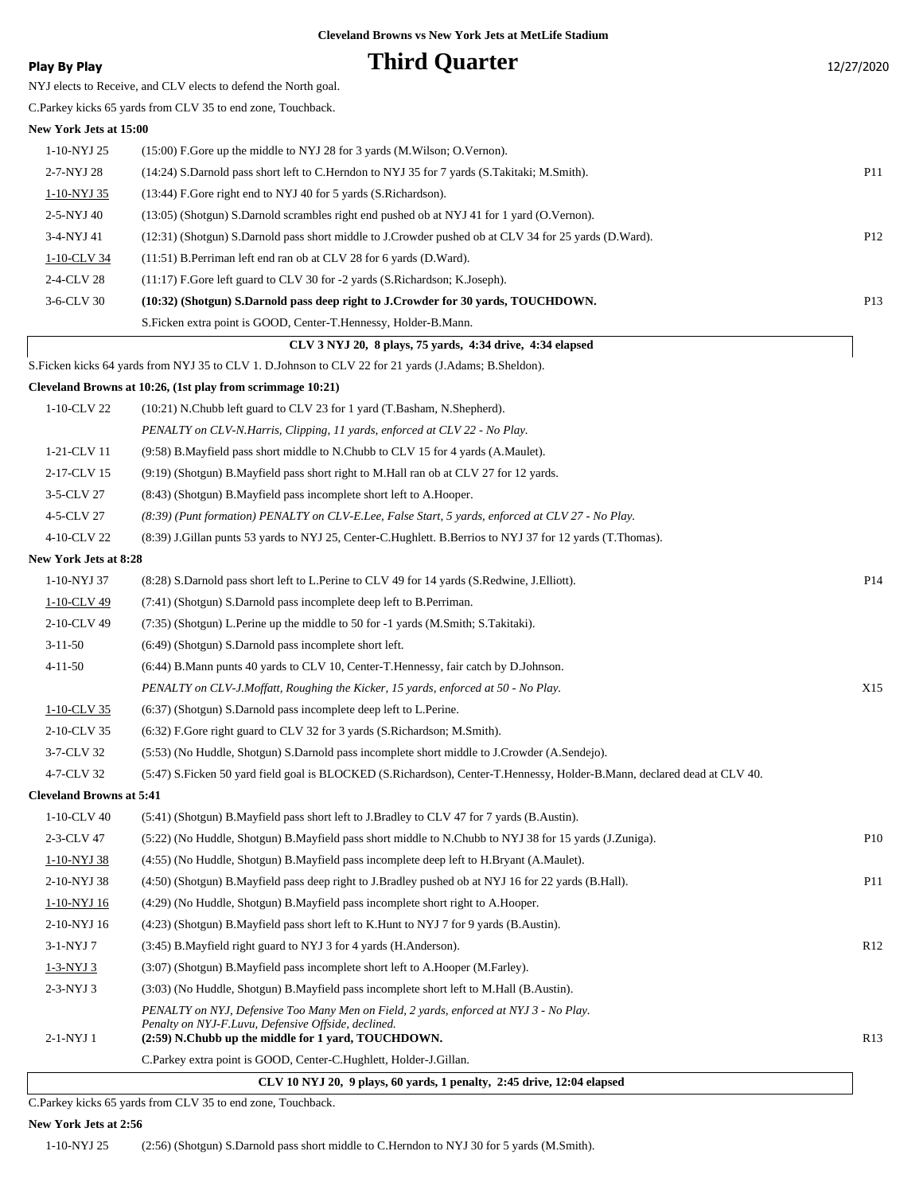**Cleveland Browns vs New York Jets at MetLife Stadium**

**Play By Play**

# Third Quarter

12/27/2020

NYJ elects to Receive, and CLV elects to defend the North goal.

C.Parkey kicks 65 yards from CLV 35 to end zone, Touchback.

**New York Jets at 15:00**

| | | |
|---|---|---|
| 1-10-NYJ 25 | (15:00) F.Gore up the middle to NYJ 28 for 3 yards (M.Wilson; O.Vernon). | |
| 2-7-NYJ 28 | (14:24) S.Darnold pass short left to C.Herndon to NYJ 35 for 7 yards (S.Takitaki; M.Smith). | P11 |
| 1-10-NYJ 35 | (13:44) F.Gore right end to NYJ 40 for 5 yards (S.Richardson). | |
| 2-5-NYJ 40 | (13:05) (Shotgun) S.Darnold scrambles right end pushed ob at NYJ 41 for 1 yard (O.Vernon). | |
| 3-4-NYJ 41 | (12:31) (Shotgun) S.Darnold pass short middle to J.Crowder pushed ob at CLV 34 for 25 yards (D.Ward). | P12 |
| 1-10-CLV 34 | (11:51) B.Perriman left end ran ob at CLV 28 for 6 yards (D.Ward). | |
| 2-4-CLV 28 | (11:17) F.Gore left guard to CLV 30 for -2 yards (S.Richardson; K.Joseph). | |
| 3-6-CLV 30 | **(10:32) (Shotgun) S.Darnold pass deep right to J.Crowder for 30 yards, TOUCHDOWN.** | P13 |
| | S.Ficken extra point is GOOD, Center-T.Hennessy, Holder-B.Mann. | |

**CLV 3 NYJ 20, 8 plays, 75 yards, 4:34 drive, 4:34 elapsed**

S.Ficken kicks 64 yards from NYJ 35 to CLV 1. D.Johnson to CLV 22 for 21 yards (J.Adams; B.Sheldon).

**Cleveland Browns at 10:26, (1st play from scrimmage 10:21)**

| | | |
|---|---|---|
| 1-10-CLV 22 | (10:21) N.Chubb left guard to CLV 23 for 1 yard (T.Basham, N.Shepherd). | |
| | *PENALTY on CLV-N.Harris, Clipping, 11 yards, enforced at CLV 22 - No Play.* | |
| 1-21-CLV 11 | (9:58) B.Mayfield pass short middle to N.Chubb to CLV 15 for 4 yards (A.Maulet). | |
| 2-17-CLV 15 | (9:19) (Shotgun) B.Mayfield pass short right to M.Hall ran ob at CLV 27 for 12 yards. | |
| 3-5-CLV 27 | (8:43) (Shotgun) B.Mayfield pass incomplete short left to A.Hooper. | |
| 4-5-CLV 27 | *(8:39) (Punt formation) PENALTY on CLV-E.Lee, False Start, 5 yards, enforced at CLV 27 - No Play.* | |
| 4-10-CLV 22 | (8:39) J.Gillan punts 53 yards to NYJ 25, Center-C.Hughlett. B.Berrios to NYJ 37 for 12 yards (T.Thomas). | |

**New York Jets at 8:28**

| | | |
|---|---|---|
| 1-10-NYJ 37 | (8:28) S.Darnold pass short left to L.Perine to CLV 49 for 14 yards (S.Redwine, J.Elliott). | P14 |
| 1-10-CLV 49 | (7:41) (Shotgun) S.Darnold pass incomplete deep left to B.Perriman. | |
| 2-10-CLV 49 | (7:35) (Shotgun) L.Perine up the middle to 50 for -1 yards (M.Smith; S.Takitaki). | |
| 3-11-50 | (6:49) (Shotgun) S.Darnold pass incomplete short left. | |
| 4-11-50 | (6:44) B.Mann punts 40 yards to CLV 10, Center-T.Hennessy, fair catch by D.Johnson. | |
| | *PENALTY on CLV-J.Moffatt, Roughing the Kicker, 15 yards, enforced at 50 - No Play.* | X15 |
| 1-10-CLV 35 | (6:37) (Shotgun) S.Darnold pass incomplete deep left to L.Perine. | |
| 2-10-CLV 35 | (6:32) F.Gore right guard to CLV 32 for 3 yards (S.Richardson; M.Smith). | |
| 3-7-CLV 32 | (5:53) (No Huddle, Shotgun) S.Darnold pass incomplete short middle to J.Crowder (A.Sendejo). | |
| 4-7-CLV 32 | (5:47) S.Ficken 50 yard field goal is BLOCKED (S.Richardson), Center-T.Hennessy, Holder-B.Mann, declared dead at CLV 40. | |

**Cleveland Browns at 5:41**

| | | |
|---|---|---|
| 1-10-CLV 40 | (5:41) (Shotgun) B.Mayfield pass short left to J.Bradley to CLV 47 for 7 yards (B.Austin). | |
| 2-3-CLV 47 | (5:22) (No Huddle, Shotgun) B.Mayfield pass short middle to N.Chubb to NYJ 38 for 15 yards (J.Zuniga). | P10 |
| 1-10-NYJ 38 | (4:55) (No Huddle, Shotgun) B.Mayfield pass incomplete deep left to H.Bryant (A.Maulet). | |
| 2-10-NYJ 38 | (4:50) (Shotgun) B.Mayfield pass deep right to J.Bradley pushed ob at NYJ 16 for 22 yards (B.Hall). | P11 |
| 1-10-NYJ 16 | (4:29) (No Huddle, Shotgun) B.Mayfield pass incomplete short right to A.Hooper. | |
| 2-10-NYJ 16 | (4:23) (Shotgun) B.Mayfield pass short left to K.Hunt to NYJ 7 for 9 yards (B.Austin). | |
| 3-1-NYJ 7 | (3:45) B.Mayfield right guard to NYJ 3 for 4 yards (H.Anderson). | R12 |
| 1-3-NYJ 3 | (3:07) (Shotgun) B.Mayfield pass incomplete short left to A.Hooper (M.Farley). | |
| 2-3-NYJ 3 | (3:03) (No Huddle, Shotgun) B.Mayfield pass incomplete short left to M.Hall (B.Austin). | |
| | *PENALTY on NYJ, Defensive Too Many Men on Field, 2 yards, enforced at NYJ 3 - No Play. Penalty on NYJ-F.Luvu, Defensive Offside, declined.* | |
| 2-1-NYJ 1 | **(2:59) N.Chubb up the middle for 1 yard, TOUCHDOWN.** | R13 |
| | C.Parkey extra point is GOOD, Center-C.Hughlett, Holder-J.Gillan. | |

**CLV 10 NYJ 20, 9 plays, 60 yards, 1 penalty, 2:45 drive, 12:04 elapsed**

C.Parkey kicks 65 yards from CLV 35 to end zone, Touchback.

**New York Jets at 2:56**

| | | |
|---|---|---|
| 1-10-NYJ 25 | (2:56) (Shotgun) S.Darnold pass short middle to C.Herndon to NYJ 30 for 5 yards (M.Smith). | |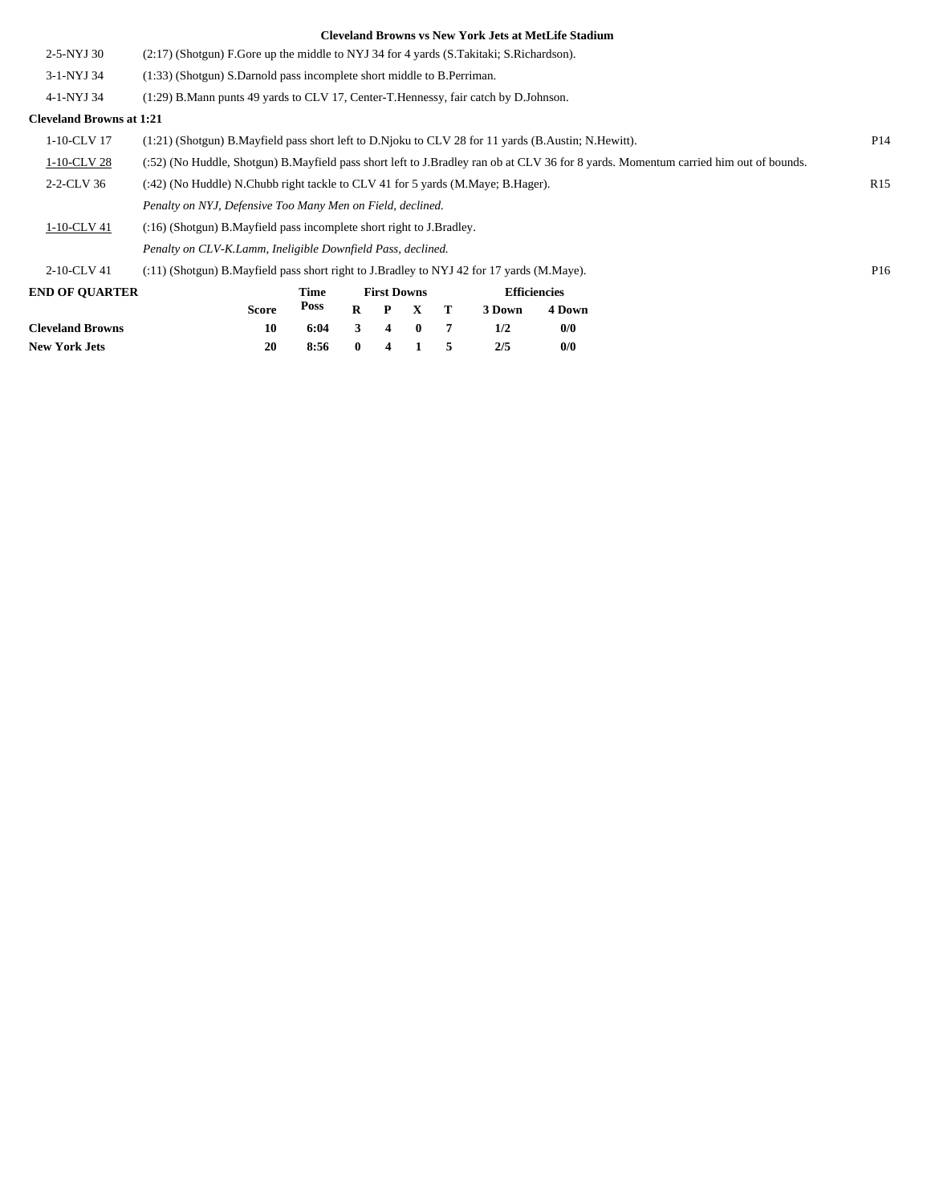**Cleveland Browns vs New York Jets at MetLife Stadium**

| | | |
|---|---|---|
| 2-5-NYJ 30 | (2:17) (Shotgun) F.Gore up the middle to NYJ 34 for 4 yards (S.Takitaki; S.Richardson). | |
| 3-1-NYJ 34 | (1:33) (Shotgun) S.Darnold pass incomplete short middle to B.Perriman. | |
| 4-1-NYJ 34 | (1:29) B.Mann punts 49 yards to CLV 17, Center-T.Hennessy, fair catch by D.Johnson. | |

**Cleveland Browns at 1:21**

| | | |
|---|---|---|
| 1-10-CLV 17 | (1:21) (Shotgun) B.Mayfield pass short left to D.Njoku to CLV 28 for 11 yards (B.Austin; N.Hewitt). | P14 |
| 1-10-CLV 28 | (:52) (No Huddle, Shotgun) B.Mayfield pass short left to J.Bradley ran ob at CLV 36 for 8 yards. Momentum carried him out of bounds. | |
| 2-2-CLV 36 | (:42) (No Huddle) N.Chubb right tackle to CLV 41 for 5 yards (M.Maye; B.Hager). | R15 |
| | *Penalty on NYJ, Defensive Too Many Men on Field, declined.* | |
| 1-10-CLV 41 | (:16) (Shotgun) B.Mayfield pass incomplete short right to J.Bradley. | |
| | *Penalty on CLV-K.Lamm, Ineligible Downfield Pass, declined.* | |
| 2-10-CLV 41 | (:11) (Shotgun) B.Mayfield pass short right to J.Bradley to NYJ 42 for 17 yards (M.Maye). | P16 |

**END OF QUARTER**

| | Score | Time Poss | R | P | X | T | 3 Down | 4 Down |
|---|---|---|---|---|---|---|---|---|
| **Cleveland Browns** | 10 | 6:04 | 3 | 4 | 0 | 7 | 1/2 | 0/0 |
| **New York Jets** | 20 | 8:56 | 0 | 4 | 1 | 5 | 2/5 | 0/0 |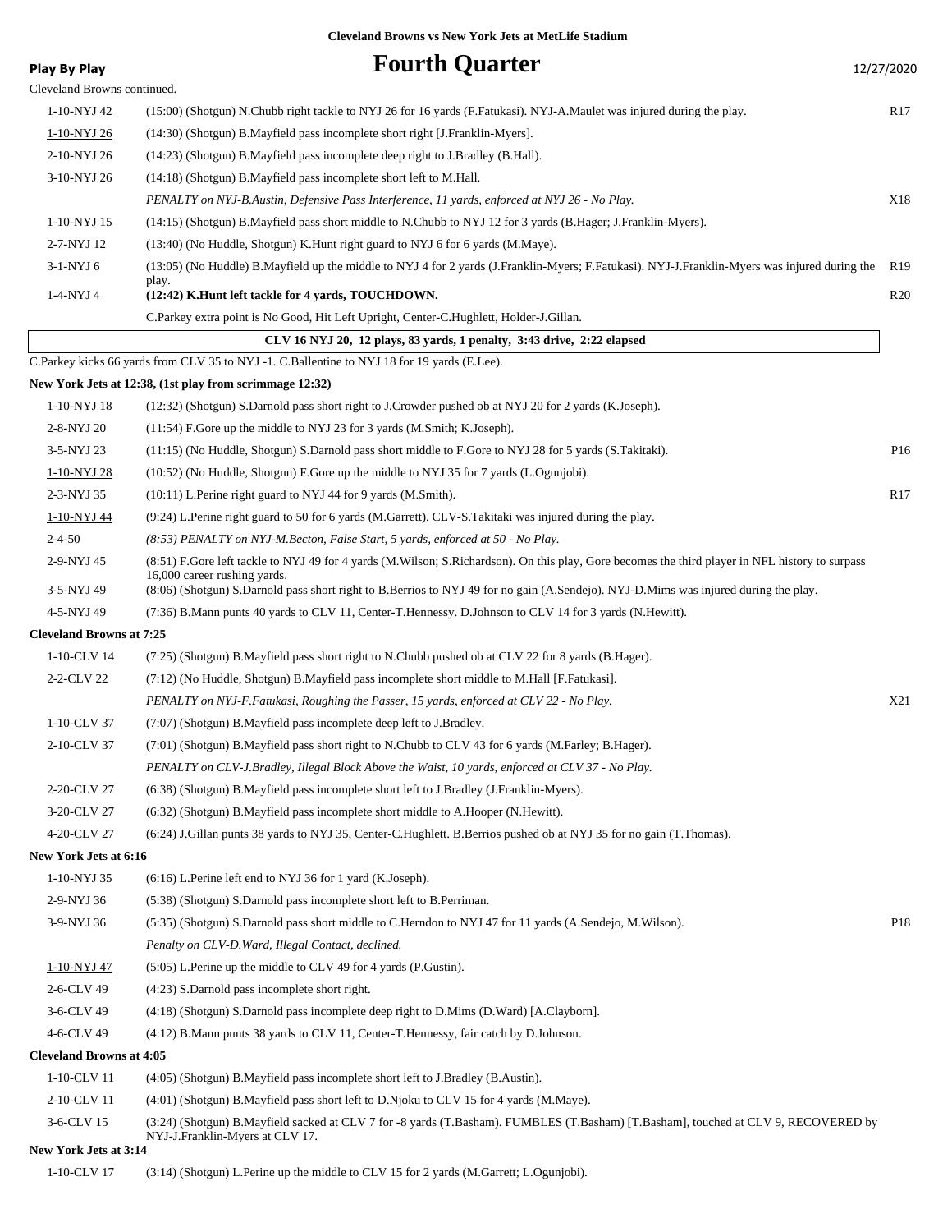**Cleveland Browns vs New York Jets at MetLife Stadium**

**Play By Play**

# Fourth Quarter

12/27/2020

Cleveland Browns continued.

| Down | Play | |
|---|---|---|
| 1-10-NYJ 42 | (15:00) (Shotgun) N.Chubb right tackle to NYJ 26 for 16 yards (F.Fatukasi). NYJ-A.Maulet was injured during the play. | R17 |
| 1-10-NYJ 26 | (14:30) (Shotgun) B.Mayfield pass incomplete short right [J.Franklin-Myers]. | |
| 2-10-NYJ 26 | (14:23) (Shotgun) B.Mayfield pass incomplete deep right to J.Bradley (B.Hall). | |
| 3-10-NYJ 26 | (14:18) (Shotgun) B.Mayfield pass incomplete short left to M.Hall. | |
| | *PENALTY on NYJ-B.Austin, Defensive Pass Interference, 11 yards, enforced at NYJ 26 - No Play.* | X18 |
| 1-10-NYJ 15 | (14:15) (Shotgun) B.Mayfield pass short middle to N.Chubb to NYJ 12 for 3 yards (B.Hager; J.Franklin-Myers). | |
| 2-7-NYJ 12 | (13:40) (No Huddle, Shotgun) K.Hunt right guard to NYJ 6 for 6 yards (M.Maye). | |
| 3-1-NYJ 6 | (13:05) (No Huddle) B.Mayfield up the middle to NYJ 4 for 2 yards (J.Franklin-Myers; F.Fatukasi). NYJ-J.Franklin-Myers was injured during the play. | R19 |
| 1-4-NYJ 4 | **(12:42) K.Hunt left tackle for 4 yards, TOUCHDOWN.** | R20 |
| | C.Parkey extra point is No Good, Hit Left Upright, Center-C.Hughlett, Holder-J.Gillan. | |

**CLV 16 NYJ 20, 12 plays, 83 yards, 1 penalty, 3:43 drive, 2:22 elapsed**

C.Parkey kicks 66 yards from CLV 35 to NYJ -1. C.Ballentine to NYJ 18 for 19 yards (E.Lee).

**New York Jets at 12:38, (1st play from scrimmage 12:32)**

| Down | Play | |
|---|---|---|
| 1-10-NYJ 18 | (12:32) (Shotgun) S.Darnold pass short right to J.Crowder pushed ob at NYJ 20 for 2 yards (K.Joseph). | |
| 2-8-NYJ 20 | (11:54) F.Gore up the middle to NYJ 23 for 3 yards (M.Smith; K.Joseph). | |
| 3-5-NYJ 23 | (11:15) (No Huddle, Shotgun) S.Darnold pass short middle to F.Gore to NYJ 28 for 5 yards (S.Takitaki). | P16 |
| 1-10-NYJ 28 | (10:52) (No Huddle, Shotgun) F.Gore up the middle to NYJ 35 for 7 yards (L.Ogunjobi). | |
| 2-3-NYJ 35 | (10:11) L.Perine right guard to NYJ 44 for 9 yards (M.Smith). | R17 |
| 1-10-NYJ 44 | (9:24) L.Perine right guard to 50 for 6 yards (M.Garrett). CLV-S.Takitaki was injured during the play. | |
| 2-4-50 | *(8:53) PENALTY on NYJ-M.Becton, False Start, 5 yards, enforced at 50 - No Play.* | |
| 2-9-NYJ 45 | (8:51) F.Gore left tackle to NYJ 49 for 4 yards (M.Wilson; S.Richardson). On this play, Gore becomes the third player in NFL history to surpass 16,000 career rushing yards. | |
| 3-5-NYJ 49 | (8:06) (Shotgun) S.Darnold pass short right to B.Berrios to NYJ 49 for no gain (A.Sendejo). NYJ-D.Mims was injured during the play. | |
| 4-5-NYJ 49 | (7:36) B.Mann punts 40 yards to CLV 11, Center-T.Hennessy. D.Johnson to CLV 14 for 3 yards (N.Hewitt). | |

**Cleveland Browns at 7:25**

| Down | Play | |
|---|---|---|
| 1-10-CLV 14 | (7:25) (Shotgun) B.Mayfield pass short right to N.Chubb pushed ob at CLV 22 for 8 yards (B.Hager). | |
| 2-2-CLV 22 | (7:12) (No Huddle, Shotgun) B.Mayfield pass incomplete short middle to M.Hall [F.Fatukasi]. | |
| | *PENALTY on NYJ-F.Fatukasi, Roughing the Passer, 15 yards, enforced at CLV 22 - No Play.* | X21 |
| 1-10-CLV 37 | (7:07) (Shotgun) B.Mayfield pass incomplete deep left to J.Bradley. | |
| 2-10-CLV 37 | (7:01) (Shotgun) B.Mayfield pass short right to N.Chubb to CLV 43 for 6 yards (M.Farley; B.Hager). | |
| | *PENALTY on CLV-J.Bradley, Illegal Block Above the Waist, 10 yards, enforced at CLV 37 - No Play.* | |
| 2-20-CLV 27 | (6:38) (Shotgun) B.Mayfield pass incomplete short left to J.Bradley (J.Franklin-Myers). | |
| 3-20-CLV 27 | (6:32) (Shotgun) B.Mayfield pass incomplete short middle to A.Hooper (N.Hewitt). | |
| 4-20-CLV 27 | (6:24) J.Gillan punts 38 yards to NYJ 35, Center-C.Hughlett. B.Berrios pushed ob at NYJ 35 for no gain (T.Thomas). | |

**New York Jets at 6:16**

| Down | Play | |
|---|---|---|
| 1-10-NYJ 35 | (6:16) L.Perine left end to NYJ 36 for 1 yard (K.Joseph). | |
| 2-9-NYJ 36 | (5:38) (Shotgun) S.Darnold pass incomplete short left to B.Perriman. | |
| 3-9-NYJ 36 | (5:35) (Shotgun) S.Darnold pass short middle to C.Herndon to NYJ 47 for 11 yards (A.Sendejo, M.Wilson). | P18 |
| | *Penalty on CLV-D.Ward, Illegal Contact, declined.* | |
| 1-10-NYJ 47 | (5:05) L.Perine up the middle to CLV 49 for 4 yards (P.Gustin). | |
| 2-6-CLV 49 | (4:23) S.Darnold pass incomplete short right. | |
| 3-6-CLV 49 | (4:18) (Shotgun) S.Darnold pass incomplete deep right to D.Mims (D.Ward) [A.Clayborn]. | |
| 4-6-CLV 49 | (4:12) B.Mann punts 38 yards to CLV 11, Center-T.Hennessy, fair catch by D.Johnson. | |

**Cleveland Browns at 4:05**

| Down | Play | |
|---|---|---|
| 1-10-CLV 11 | (4:05) (Shotgun) B.Mayfield pass incomplete short left to J.Bradley (B.Austin). | |
| 2-10-CLV 11 | (4:01) (Shotgun) B.Mayfield pass short left to D.Njoku to CLV 15 for 4 yards (M.Maye). | |
| 3-6-CLV 15 | (3:24) (Shotgun) B.Mayfield sacked at CLV 7 for -8 yards (T.Basham). FUMBLES (T.Basham) [T.Basham], touched at CLV 9, RECOVERED by NYJ-J.Franklin-Myers at CLV 17. | |

**New York Jets at 3:14**

| Down | Play | |
|---|---|---|
| 1-10-CLV 17 | (3:14) (Shotgun) L.Perine up the middle to CLV 15 for 2 yards (M.Garrett; L.Ogunjobi). | |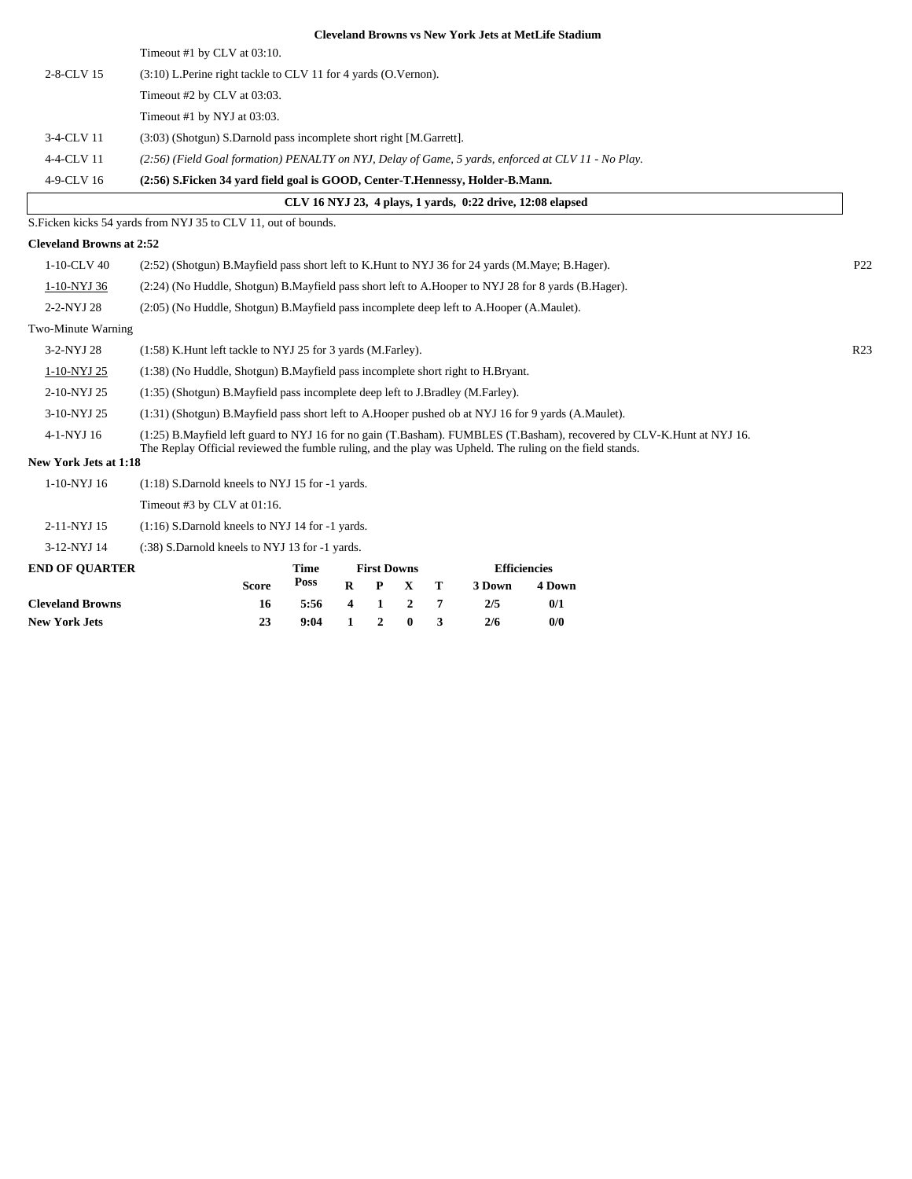**Cleveland Browns vs New York Jets at MetLife Stadium**

| | | |
|---|---|---|
| | Timeout #1 by CLV at 03:10. | |
| 2-8-CLV 15 | (3:10) L.Perine right tackle to CLV 11 for 4 yards (O.Vernon). | |
| | Timeout #2 by CLV at 03:03. | |
| | Timeout #1 by NYJ at 03:03. | |
| 3-4-CLV 11 | (3:03) (Shotgun) S.Darnold pass incomplete short right [M.Garrett]. | |
| 4-4-CLV 11 | *(2:56) (Field Goal formation) PENALTY on NYJ, Delay of Game, 5 yards, enforced at CLV 11 - No Play.* | |
| 4-9-CLV 16 | **(2:56) S.Ficken 34 yard field goal is GOOD, Center-T.Hennessy, Holder-B.Mann.** | |

**CLV 16 NYJ 23, 4 plays, 1 yards, 0:22 drive, 12:08 elapsed**

S.Ficken kicks 54 yards from NYJ 35 to CLV 11, out of bounds.

**Cleveland Browns at 2:52**

| | | |
|---|---|---|
| 1-10-CLV 40 | (2:52) (Shotgun) B.Mayfield pass short left to K.Hunt to NYJ 36 for 24 yards (M.Maye; B.Hager). | P22 |
| 1-10-NYJ 36 | (2:24) (No Huddle, Shotgun) B.Mayfield pass short left to A.Hooper to NYJ 28 for 8 yards (B.Hager). | |
| 2-2-NYJ 28 | (2:05) (No Huddle, Shotgun) B.Mayfield pass incomplete deep left to A.Hooper (A.Maulet). | |
| Two-Minute Warning | | |
| 3-2-NYJ 28 | (1:58) K.Hunt left tackle to NYJ 25 for 3 yards (M.Farley). | R23 |
| 1-10-NYJ 25 | (1:38) (No Huddle, Shotgun) B.Mayfield pass incomplete short right to H.Bryant. | |
| 2-10-NYJ 25 | (1:35) (Shotgun) B.Mayfield pass incomplete deep left to J.Bradley (M.Farley). | |
| 3-10-NYJ 25 | (1:31) (Shotgun) B.Mayfield pass short left to A.Hooper pushed ob at NYJ 16 for 9 yards (A.Maulet). | |
| 4-1-NYJ 16 | (1:25) B.Mayfield left guard to NYJ 16 for no gain (T.Basham). FUMBLES (T.Basham), recovered by CLV-K.Hunt at NYJ 16. The Replay Official reviewed the fumble ruling, and the play was Upheld. The ruling on the field stands. | |

**New York Jets at 1:18**

| | |
|---|---|
| 1-10-NYJ 16 | (1:18) S.Darnold kneels to NYJ 15 for -1 yards. |
| | Timeout #3 by CLV at 01:16. |
| 2-11-NYJ 15 | (1:16) S.Darnold kneels to NYJ 14 for -1 yards. |
| 3-12-NYJ 14 | (:38) S.Darnold kneels to NYJ 13 for -1 yards. |

| END OF QUARTER | Score | Time Poss | First Downs R | P | X | T | Efficiencies 3 Down | 4 Down |
|---|---|---|---|---|---|---|---|---|
| **Cleveland Browns** | 16 | 5:56 | 4 | 1 | 2 | 7 | 2/5 | 0/1 |
| **New York Jets** | 23 | 9:04 | 1 | 2 | 0 | 3 | 2/6 | 0/0 |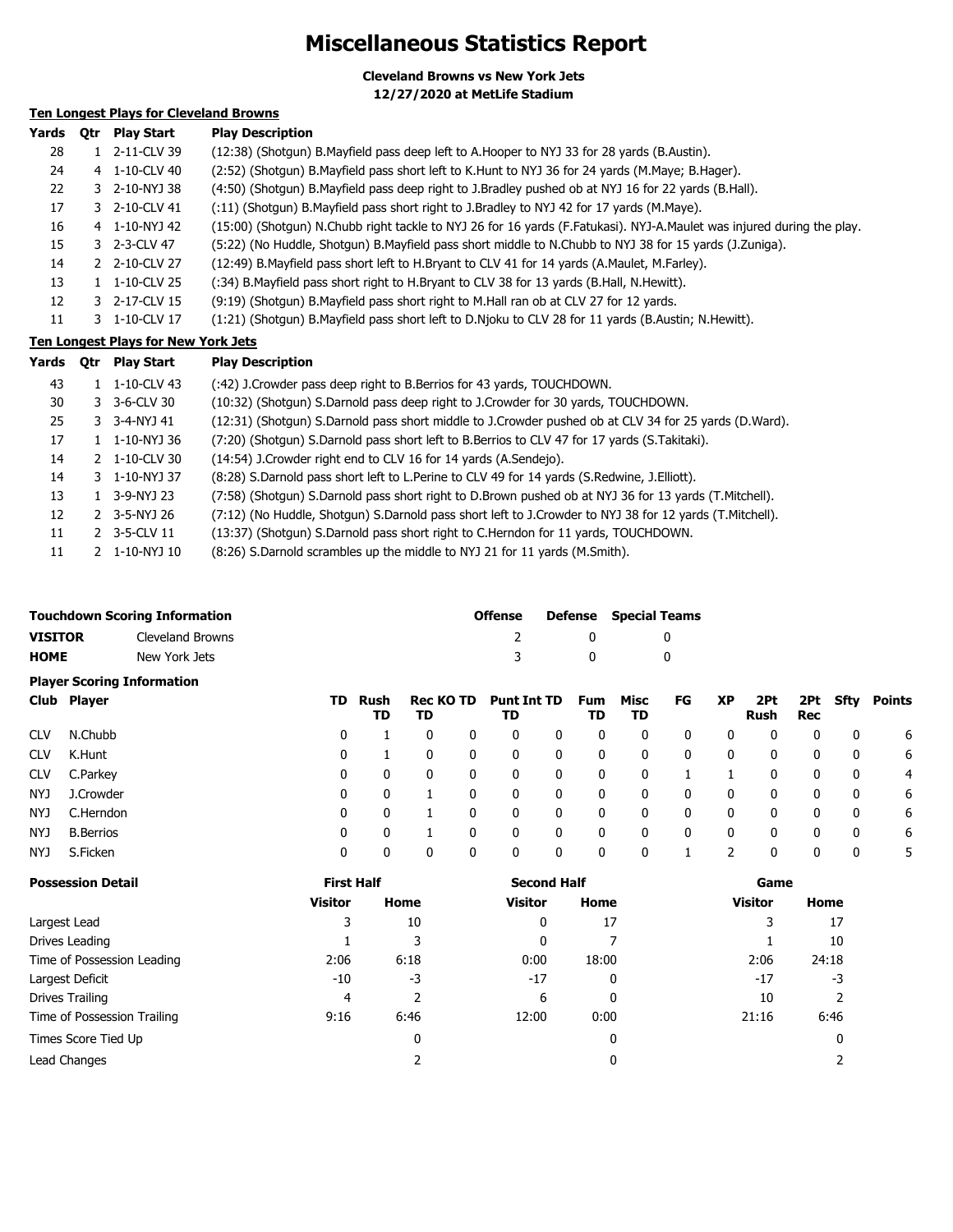# Miscellaneous Statistics Report

**Cleveland Browns vs New York Jets**
**12/27/2020 at MetLife Stadium**

## Ten Longest Plays for Cleveland Browns

| Yards | Qtr | Play Start | Play Description |
|---|---|---|---|
| 28 | 1 | 2-11-CLV 39 | (12:38) (Shotgun) B.Mayfield pass deep left to A.Hooper to NYJ 33 for 28 yards (B.Austin). |
| 24 | 4 | 1-10-CLV 40 | (2:52) (Shotgun) B.Mayfield pass short left to K.Hunt to NYJ 36 for 24 yards (M.Maye; B.Hager). |
| 22 | 3 | 2-10-NYJ 38 | (4:50) (Shotgun) B.Mayfield pass deep right to J.Bradley pushed ob at NYJ 16 for 22 yards (B.Hall). |
| 17 | 3 | 2-10-CLV 41 | (:11) (Shotgun) B.Mayfield pass short right to J.Bradley to NYJ 42 for 17 yards (M.Maye). |
| 16 | 4 | 1-10-NYJ 42 | (15:00) (Shotgun) N.Chubb right tackle to NYJ 26 for 16 yards (F.Fatukasi). NYJ-A.Maulet was injured during the play. |
| 15 | 3 | 2-3-CLV 47 | (5:22) (No Huddle, Shotgun) B.Mayfield pass short middle to N.Chubb to NYJ 38 for 15 yards (J.Zuniga). |
| 14 | 2 | 2-10-CLV 27 | (12:49) B.Mayfield pass short left to H.Bryant to CLV 41 for 14 yards (A.Maulet, M.Farley). |
| 13 | 1 | 1-10-CLV 25 | (:34) B.Mayfield pass short right to H.Bryant to CLV 38 for 13 yards (B.Hall, N.Hewitt). |
| 12 | 3 | 2-17-CLV 15 | (9:19) (Shotgun) B.Mayfield pass short right to M.Hall ran ob at CLV 27 for 12 yards. |
| 11 | 3 | 1-10-CLV 17 | (1:21) (Shotgun) B.Mayfield pass short left to D.Njoku to CLV 28 for 11 yards (B.Austin; N.Hewitt). |

## Ten Longest Plays for New York Jets

| Yards | Qtr | Play Start | Play Description |
|---|---|---|---|
| 43 | 1 | 1-10-CLV 43 | (:42) J.Crowder pass deep right to B.Berrios for 43 yards, TOUCHDOWN. |
| 30 | 3 | 3-6-CLV 30 | (10:32) (Shotgun) S.Darnold pass deep right to J.Crowder for 30 yards, TOUCHDOWN. |
| 25 | 3 | 3-4-NYJ 41 | (12:31) (Shotgun) S.Darnold pass short middle to J.Crowder pushed ob at CLV 34 for 25 yards (D.Ward). |
| 17 | 1 | 1-10-NYJ 36 | (7:20) (Shotgun) S.Darnold pass short left to B.Berrios to CLV 47 for 17 yards (S.Takitaki). |
| 14 | 2 | 1-10-CLV 30 | (14:54) J.Crowder right end to CLV 16 for 14 yards (A.Sendejo). |
| 14 | 3 | 1-10-NYJ 37 | (8:28) S.Darnold pass short left to L.Perine to CLV 49 for 14 yards (S.Redwine, J.Elliott). |
| 13 | 1 | 3-9-NYJ 23 | (7:58) (Shotgun) S.Darnold pass short right to D.Brown pushed ob at NYJ 36 for 13 yards (T.Mitchell). |
| 12 | 2 | 3-5-NYJ 26 | (7:12) (No Huddle, Shotgun) S.Darnold pass short left to J.Crowder to NYJ 38 for 12 yards (T.Mitchell). |
| 11 | 2 | 3-5-CLV 11 | (13:37) (Shotgun) S.Darnold pass short right to C.Herndon for 11 yards, TOUCHDOWN. |
| 11 | 2 | 1-10-NYJ 10 | (8:26) S.Darnold scrambles up the middle to NYJ 21 for 11 yards (M.Smith). |

## Touchdown Scoring Information

| | | Offense | Defense | Special Teams |
|---|---|---|---|---|
| **VISITOR** | Cleveland Browns | 2 | 0 | 0 |
| **HOME** | New York Jets | 3 | 0 | 0 |

## Player Scoring Information

| Club | Player | TD | Rush TD | Rec TD | KO TD | Punt TD | Int TD | Fum TD | Misc TD | FG | XP | 2Pt Rush | 2Pt Rec | Sfty | Points |
|---|---|---|---|---|---|---|---|---|---|---|---|---|---|---|---|
| CLV | N.Chubb | 0 | 1 | 0 | 0 | 0 | 0 | 0 | 0 | 0 | 0 | 0 | 0 | 0 | 6 |
| CLV | K.Hunt | 0 | 1 | 0 | 0 | 0 | 0 | 0 | 0 | 0 | 0 | 0 | 0 | 0 | 6 |
| CLV | C.Parkey | 0 | 0 | 0 | 0 | 0 | 0 | 0 | 0 | 1 | 1 | 0 | 0 | 0 | 4 |
| NYJ | J.Crowder | 0 | 0 | 1 | 0 | 0 | 0 | 0 | 0 | 0 | 0 | 0 | 0 | 0 | 6 |
| NYJ | C.Herndon | 0 | 0 | 1 | 0 | 0 | 0 | 0 | 0 | 0 | 0 | 0 | 0 | 0 | 6 |
| NYJ | B.Berrios | 0 | 0 | 1 | 0 | 0 | 0 | 0 | 0 | 0 | 0 | 0 | 0 | 0 | 6 |
| NYJ | S.Ficken | 0 | 0 | 0 | 0 | 0 | 0 | 0 | 0 | 1 | 2 | 0 | 0 | 0 | 5 |

## Possession Detail

| | First Half | | Second Half | | Game | |
|---|---|---|---|---|---|---|
| | Visitor | Home | Visitor | Home | Visitor | Home |
| Largest Lead | 3 | 10 | 0 | 17 | 3 | 17 |
| Drives Leading | 1 | 3 | 0 | 7 | 1 | 10 |
| Time of Possession Leading | 2:06 | 6:18 | 0:00 | 18:00 | 2:06 | 24:18 |
| Largest Deficit | -10 | -3 | -17 | 0 | -17 | -3 |
| Drives Trailing | 4 | 2 | 6 | 0 | 10 | 2 |
| Time of Possession Trailing | 9:16 | 6:46 | 12:00 | 0:00 | 21:16 | 6:46 |
| Times Score Tied Up | | 0 | | 0 | | 0 |
| Lead Changes | | 2 | | 0 | | 2 |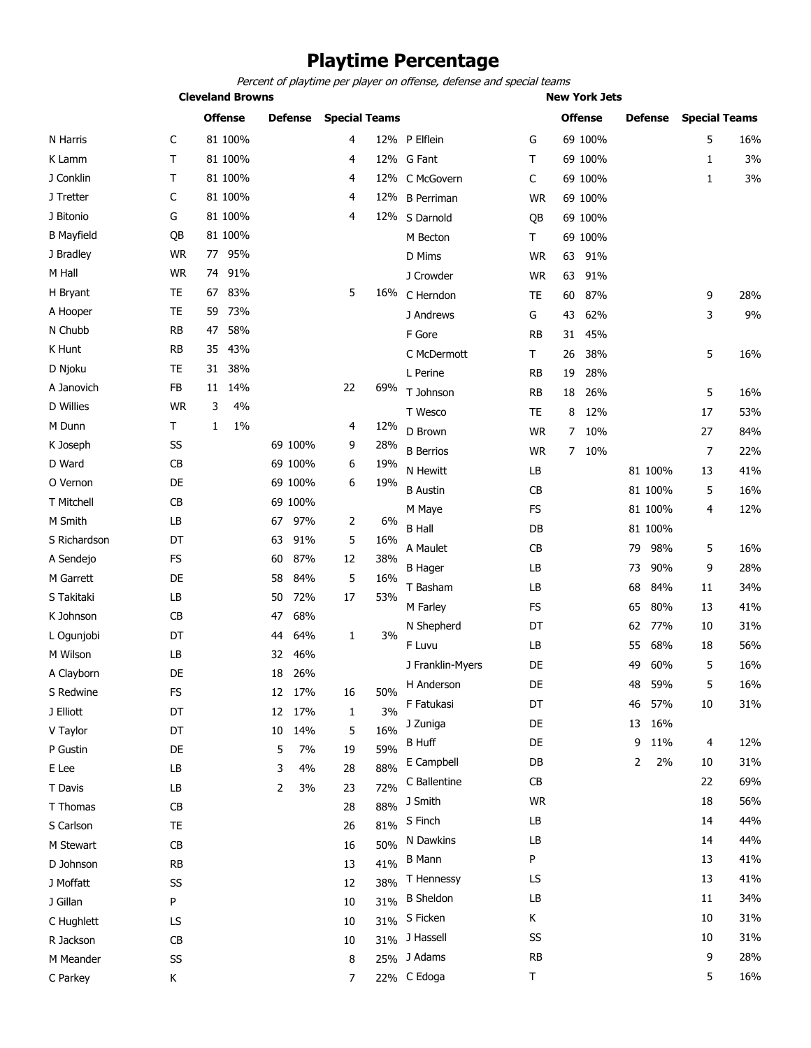# Playtime Percentage

*Percent of playtime per player on offense, defense and special teams*

## Cleveland Browns

| Player | Pos | Offense | | Defense | | Special Teams | |
|---|---|---|---|---|---|---|---|
| N Harris | C | 81 | 100% | | | 4 | 12% |
| K Lamm | T | 81 | 100% | | | 4 | 12% |
| J Conklin | T | 81 | 100% | | | 4 | 12% |
| J Tretter | C | 81 | 100% | | | 4 | 12% |
| J Bitonio | G | 81 | 100% | | | 4 | 12% |
| B Mayfield | QB | 81 | 100% | | | | |
| J Bradley | WR | 77 | 95% | | | | |
| M Hall | WR | 74 | 91% | | | | |
| H Bryant | TE | 67 | 83% | | | 5 | 16% |
| A Hooper | TE | 59 | 73% | | | | |
| N Chubb | RB | 47 | 58% | | | | |
| K Hunt | RB | 35 | 43% | | | | |
| D Njoku | TE | 31 | 38% | | | | |
| A Janovich | FB | 11 | 14% | | | 22 | 69% |
| D Willies | WR | 3 | 4% | | | | |
| M Dunn | T | 1 | 1% | | | 4 | 12% |
| K Joseph | SS | | | 69 | 100% | 9 | 28% |
| D Ward | CB | | | 69 | 100% | 6 | 19% |
| O Vernon | DE | | | 69 | 100% | 6 | 19% |
| T Mitchell | CB | | | 69 | 100% | | |
| M Smith | LB | | | 67 | 97% | 2 | 6% |
| S Richardson | DT | | | 63 | 91% | 5 | 16% |
| A Sendejo | FS | | | 60 | 87% | 12 | 38% |
| M Garrett | DE | | | 58 | 84% | 5 | 16% |
| S Takitaki | LB | | | 50 | 72% | 17 | 53% |
| K Johnson | CB | | | 47 | 68% | | |
| L Ogunjobi | DT | | | 44 | 64% | 1 | 3% |
| M Wilson | LB | | | 32 | 46% | | |
| A Clayborn | DE | | | 18 | 26% | | |
| S Redwine | FS | | | 12 | 17% | 16 | 50% |
| J Elliott | DT | | | 12 | 17% | 1 | 3% |
| V Taylor | DT | | | 10 | 14% | 5 | 16% |
| P Gustin | DE | | | 5 | 7% | 19 | 59% |
| E Lee | LB | | | 3 | 4% | 28 | 88% |
| T Davis | LB | | | 2 | 3% | 23 | 72% |
| T Thomas | CB | | | | | 28 | 88% |
| S Carlson | TE | | | | | 26 | 81% |
| M Stewart | CB | | | | | 16 | 50% |
| D Johnson | RB | | | | | 13 | 41% |
| J Moffatt | SS | | | | | 12 | 38% |
| J Gillan | P | | | | | 10 | 31% |
| C Hughlett | LS | | | | | 10 | 31% |
| R Jackson | CB | | | | | 10 | 31% |
| M Meander | SS | | | | | 8 | 25% |
| C Parkey | K | | | | | 7 | 22% |

## New York Jets

| Player | Pos | Offense | | Defense | | Special Teams | |
|---|---|---|---|---|---|---|---|
| P Elflein | G | 69 | 100% | | | 5 | 16% |
| G Fant | T | 69 | 100% | | | 1 | 3% |
| C McGovern | C | 69 | 100% | | | 1 | 3% |
| B Perriman | WR | 69 | 100% | | | | |
| S Darnold | QB | 69 | 100% | | | | |
| M Becton | T | 69 | 100% | | | | |
| D Mims | WR | 63 | 91% | | | | |
| J Crowder | WR | 63 | 91% | | | | |
| C Herndon | TE | 60 | 87% | | | 9 | 28% |
| J Andrews | G | 43 | 62% | | | 3 | 9% |
| F Gore | RB | 31 | 45% | | | | |
| C McDermott | T | 26 | 38% | | | 5 | 16% |
| L Perine | RB | 19 | 28% | | | | |
| T Johnson | RB | 18 | 26% | | | 5 | 16% |
| T Wesco | TE | 8 | 12% | | | 17 | 53% |
| D Brown | WR | 7 | 10% | | | 27 | 84% |
| B Berrios | WR | 7 | 10% | | | 7 | 22% |
| N Hewitt | LB | | | 81 | 100% | 13 | 41% |
| B Austin | CB | | | 81 | 100% | 5 | 16% |
| M Maye | FS | | | 81 | 100% | 4 | 12% |
| B Hall | DB | | | 81 | 100% | | |
| A Maulet | CB | | | 79 | 98% | 5 | 16% |
| B Hager | LB | | | 73 | 90% | 9 | 28% |
| T Basham | LB | | | 68 | 84% | 11 | 34% |
| M Farley | FS | | | 65 | 80% | 13 | 41% |
| N Shepherd | DT | | | 62 | 77% | 10 | 31% |
| F Luvu | LB | | | 55 | 68% | 18 | 56% |
| J Franklin-Myers | DE | | | 49 | 60% | 5 | 16% |
| H Anderson | DE | | | 48 | 59% | 5 | 16% |
| F Fatukasi | DT | | | 46 | 57% | 10 | 31% |
| J Zuniga | DE | | | 13 | 16% | | |
| B Huff | DE | | | 9 | 11% | 4 | 12% |
| E Campbell | DB | | | 2 | 2% | 10 | 31% |
| C Ballentine | CB | | | | | 22 | 69% |
| J Smith | WR | | | | | 18 | 56% |
| S Finch | LB | | | | | 14 | 44% |
| N Dawkins | LB | | | | | 14 | 44% |
| B Mann | P | | | | | 13 | 41% |
| T Hennessy | LS | | | | | 13 | 41% |
| B Sheldon | LB | | | | | 11 | 34% |
| S Ficken | K | | | | | 10 | 31% |
| J Hassell | SS | | | | | 10 | 31% |
| J Adams | RB | | | | | 9 | 28% |
| C Edoga | T | | | | | 5 | 16% |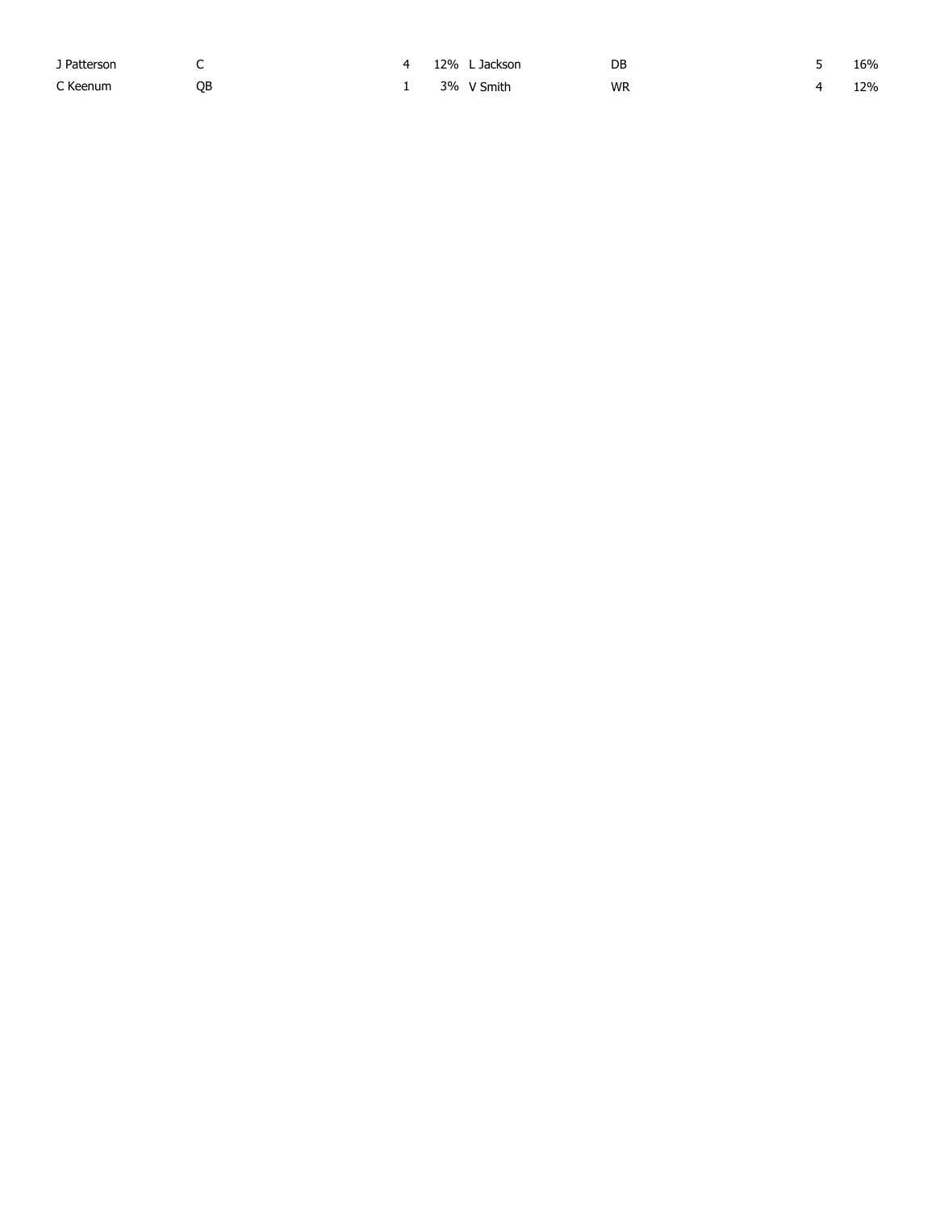| | | | | | | | |
|---|---|---|---|---|---|---|---|
| J Patterson | C | 4 | 12% | L Jackson | DB | 5 | 16% |
| C Keenum | QB | 1 | 3% | V Smith | WR | 4 | 12% |